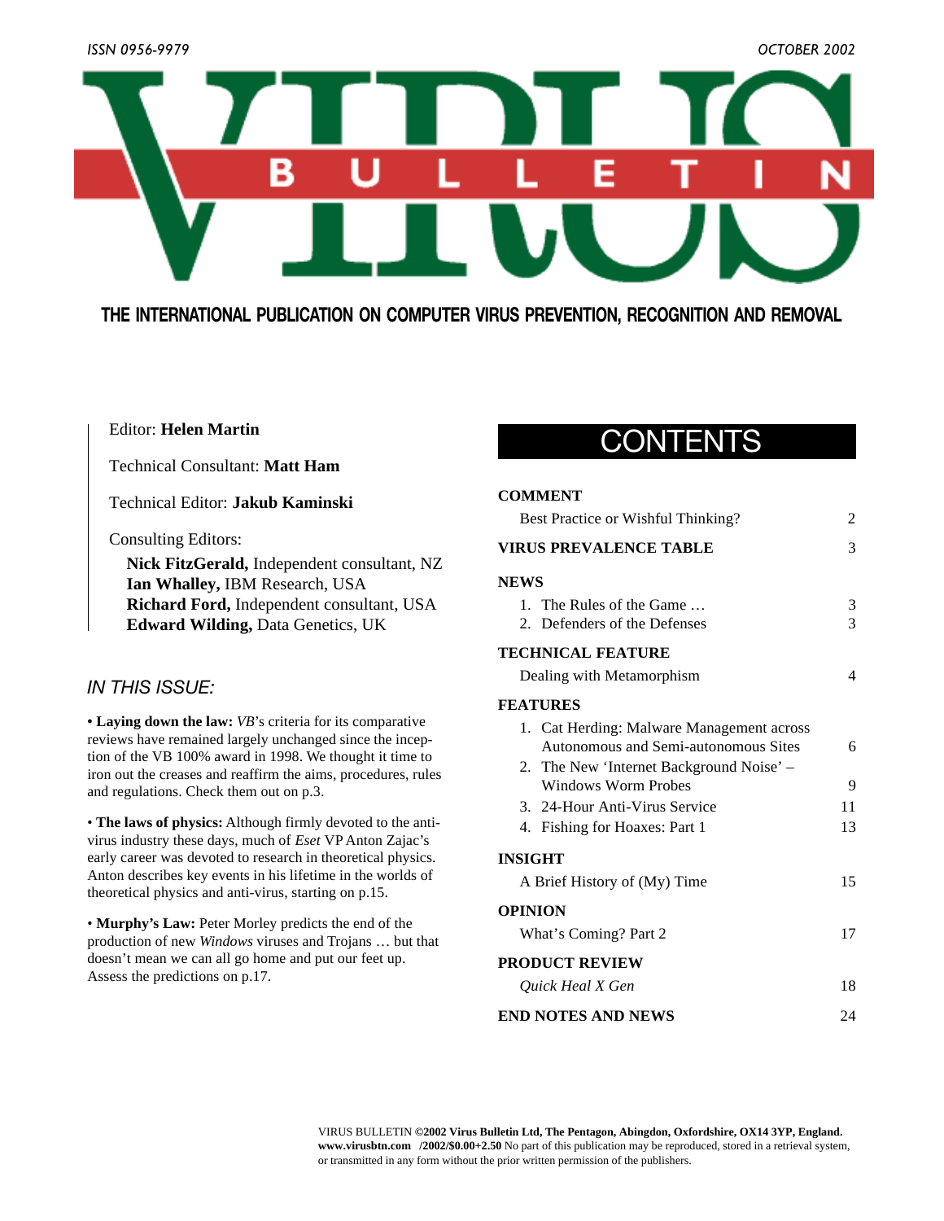ISSN 0956-9979 OCTOBER 2002

# VIRUS BULLETIN

**THE INTERNATIONAL PUBLICATION ON COMPUTER VIRUS PREVENTION, RECOGNITION AND REMOVAL**

Editor: **Helen Martin**

Technical Consultant: **Matt Ham**

Technical Editor: **Jakub Kaminski**

Consulting Editors:

**Nick FitzGerald,** Independent consultant, NZ
**Ian Whalley,** IBM Research, USA
**Richard Ford,** Independent consultant, USA
**Edward Wilding,** Data Genetics, UK

## IN THIS ISSUE:

**• Laying down the law:** *VB*'s criteria for its comparative reviews have remained largely unchanged since the inception of the VB 100% award in 1998. We thought it time to iron out the creases and reaffirm the aims, procedures, rules and regulations. Check them out on p.3.

• **The laws of physics:** Although firmly devoted to the anti-virus industry these days, much of *Eset* VP Anton Zajac's early career was devoted to research in theoretical physics. Anton describes key events in his lifetime in the worlds of theoretical physics and anti-virus, starting on p.15.

• **Murphy's Law:** Peter Morley predicts the end of the production of new *Windows* viruses and Trojans … but that doesn't mean we can all go home and put our feet up. Assess the predictions on p.17.

## CONTENTS

**COMMENT**

Best Practice or Wishful Thinking? 2

**VIRUS PREVALENCE TABLE** 3

**NEWS**

1. The Rules of the Game … 3
2. Defenders of the Defenses 3

**TECHNICAL FEATURE**

Dealing with Metamorphism 4

**FEATURES**

1. Cat Herding: Malware Management across Autonomous and Semi-autonomous Sites 6
2. The New 'Internet Background Noise' – Windows Worm Probes 9
3. 24-Hour Anti-Virus Service 11
4. Fishing for Hoaxes: Part 1 13

**INSIGHT**

A Brief History of (My) Time 15

**OPINION**

What's Coming? Part 2 17

**PRODUCT REVIEW**

*Quick Heal X Gen* 18

**END NOTES AND NEWS** 24

VIRUS BULLETIN **©2002 Virus Bulletin Ltd, The Pentagon, Abingdon, Oxfordshire, OX14 3YP, England. www.virusbtn.com /2002/$0.00+2.50** No part of this publication may be reproduced, stored in a retrieval system, or transmitted in any form without the prior written permission of the publishers.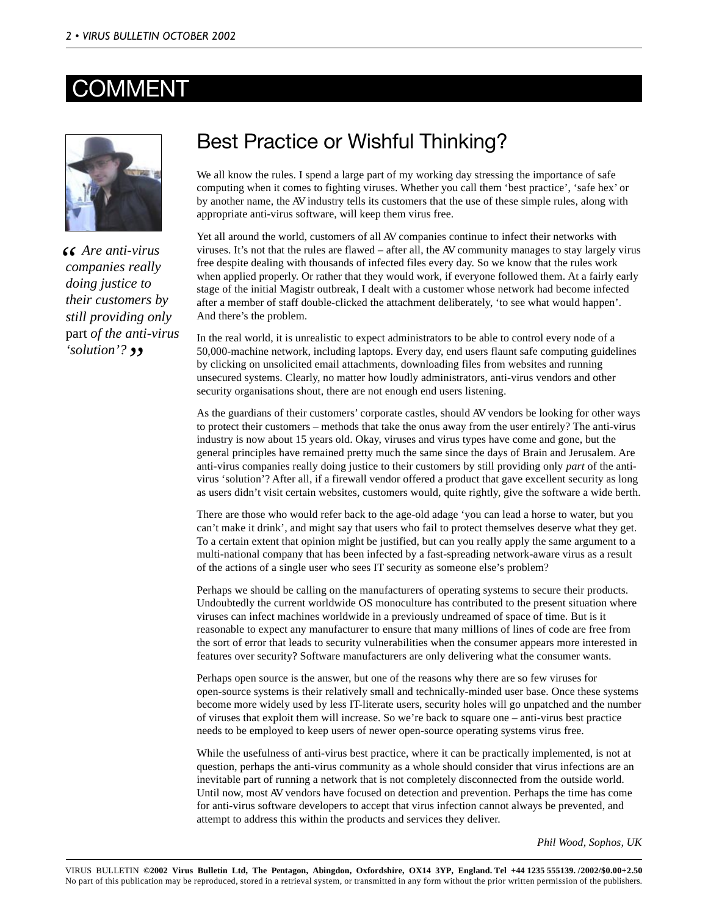# COMMENT

> *"Are anti-virus companies really doing justice to their customers by still providing only* part *of the anti-virus 'solution'?"*

## Best Practice or Wishful Thinking?

We all know the rules. I spend a large part of my working day stressing the importance of safe computing when it comes to fighting viruses. Whether you call them 'best practice', 'safe hex' or by another name, the AV industry tells its customers that the use of these simple rules, along with appropriate anti-virus software, will keep them virus free.

Yet all around the world, customers of all AV companies continue to infect their networks with viruses. It's not that the rules are flawed – after all, the AV community manages to stay largely virus free despite dealing with thousands of infected files every day. So we know that the rules work when applied properly. Or rather that they would work, if everyone followed them. At a fairly early stage of the initial Magistr outbreak, I dealt with a customer whose network had become infected after a member of staff double-clicked the attachment deliberately, 'to see what would happen'. And there's the problem.

In the real world, it is unrealistic to expect administrators to be able to control every node of a 50,000-machine network, including laptops. Every day, end users flaunt safe computing guidelines by clicking on unsolicited email attachments, downloading files from websites and running unsecured systems. Clearly, no matter how loudly administrators, anti-virus vendors and other security organisations shout, there are not enough end users listening.

As the guardians of their customers' corporate castles, should AV vendors be looking for other ways to protect their customers – methods that take the onus away from the user entirely? The anti-virus industry is now about 15 years old. Okay, viruses and virus types have come and gone, but the general principles have remained pretty much the same since the days of Brain and Jerusalem. Are anti-virus companies really doing justice to their customers by still providing only *part* of the anti-virus 'solution'? After all, if a firewall vendor offered a product that gave excellent security as long as users didn't visit certain websites, customers would, quite rightly, give the software a wide berth.

There are those who would refer back to the age-old adage 'you can lead a horse to water, but you can't make it drink', and might say that users who fail to protect themselves deserve what they get. To a certain extent that opinion might be justified, but can you really apply the same argument to a multi-national company that has been infected by a fast-spreading network-aware virus as a result of the actions of a single user who sees IT security as someone else's problem?

Perhaps we should be calling on the manufacturers of operating systems to secure their products. Undoubtedly the current worldwide OS monoculture has contributed to the present situation where viruses can infect machines worldwide in a previously undreamed of space of time. But is it reasonable to expect any manufacturer to ensure that many millions of lines of code are free from the sort of error that leads to security vulnerabilities when the consumer appears more interested in features over security? Software manufacturers are only delivering what the consumer wants.

Perhaps open source is the answer, but one of the reasons why there are so few viruses for open-source systems is their relatively small and technically-minded user base. Once these systems become more widely used by less IT-literate users, security holes will go unpatched and the number of viruses that exploit them will increase. So we're back to square one – anti-virus best practice needs to be employed to keep users of newer open-source operating systems virus free.

While the usefulness of anti-virus best practice, where it can be practically implemented, is not at question, perhaps the anti-virus community as a whole should consider that virus infections are an inevitable part of running a network that is not completely disconnected from the outside world. Until now, most AV vendors have focused on detection and prevention. Perhaps the time has come for anti-virus software developers to accept that virus infection cannot always be prevented, and attempt to address this within the products and services they deliver.

*Phil Wood, Sophos, UK*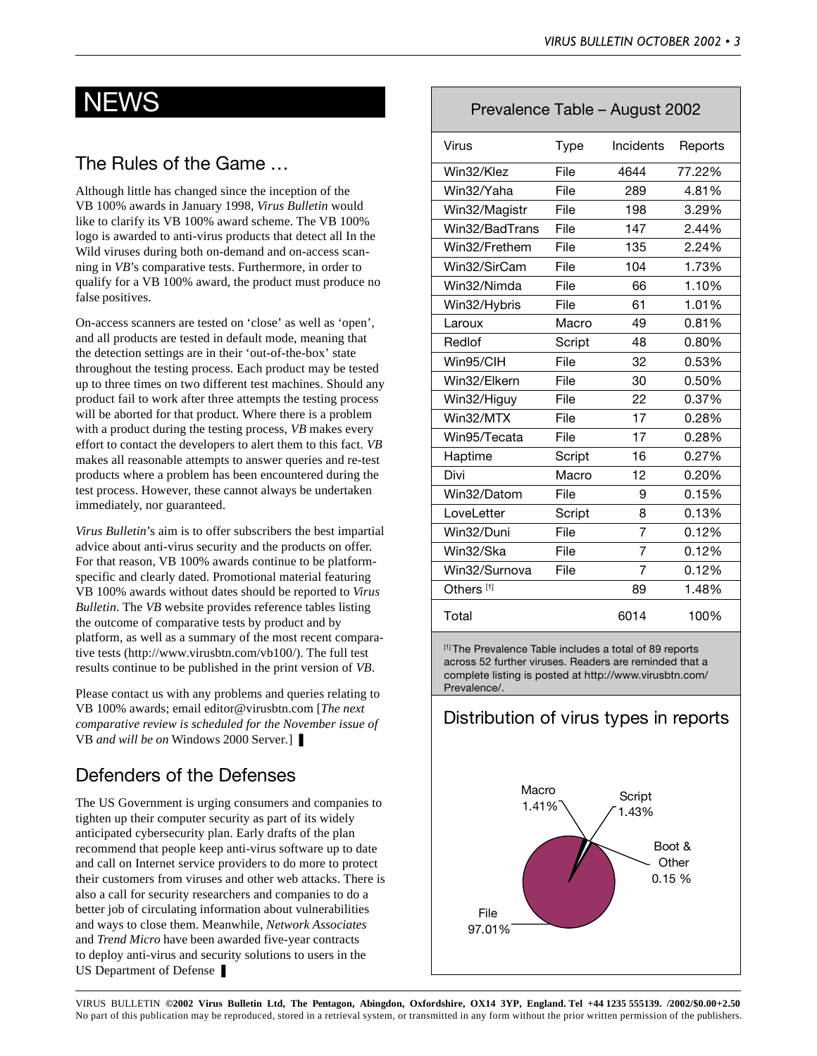# NEWS

## The Rules of the Game …

Although little has changed since the inception of the VB 100% awards in January 1998, *Virus Bulletin* would like to clarify its VB 100% award scheme. The VB 100% logo is awarded to anti-virus products that detect all In the Wild viruses during both on-demand and on-access scanning in *VB*'s comparative tests. Furthermore, in order to qualify for a VB 100% award, the product must produce no false positives.

On-access scanners are tested on 'close' as well as 'open', and all products are tested in default mode, meaning that the detection settings are in their 'out-of-the-box' state throughout the testing process. Each product may be tested up to three times on two different test machines. Should any product fail to work after three attempts the testing process will be aborted for that product. Where there is a problem with a product during the testing process, *VB* makes every effort to contact the developers to alert them to this fact. *VB* makes all reasonable attempts to answer queries and re-test products where a problem has been encountered during the test process. However, these cannot always be undertaken immediately, nor guaranteed.

*Virus Bulletin*'s aim is to offer subscribers the best impartial advice about anti-virus security and the products on offer. For that reason, VB 100% awards continue to be platform-specific and clearly dated. Promotional material featuring VB 100% awards without dates should be reported to *Virus Bulletin*. The *VB* website provides reference tables listing the outcome of comparative tests by product and by platform, as well as a summary of the most recent comparative tests (http://www.virusbtn.com/vb100/). The full test results continue to be published in the print version of *VB*.

Please contact us with any problems and queries relating to VB 100% awards; email editor@virusbtn.com [*The next comparative review is scheduled for the November issue of* VB *and will be on* Windows 2000 Server.] ❚

## Defenders of the Defenses

The US Government is urging consumers and companies to tighten up their computer security as part of its widely anticipated cybersecurity plan. Early drafts of the plan recommend that people keep anti-virus software up to date and call on Internet service providers to do more to protect their customers from viruses and other web attacks. There is also a call for security researchers and companies to do a better job of circulating information about vulnerabilities and ways to close them. Meanwhile, *Network Associates* and *Trend Micro* have been awarded five-year contracts to deploy anti-virus and security solutions to users in the US Department of Defense ❚

### Prevalence Table – August 2002

| Virus | Type | Incidents | Reports |
|---|---|---|---|
| Win32/Klez | File | 4644 | 77.22% |
| Win32/Yaha | File | 289 | 4.81% |
| Win32/Magistr | File | 198 | 3.29% |
| Win32/BadTrans | File | 147 | 2.44% |
| Win32/Frethem | File | 135 | 2.24% |
| Win32/SirCam | File | 104 | 1.73% |
| Win32/Nimda | File | 66 | 1.10% |
| Win32/Hybris | File | 61 | 1.01% |
| Laroux | Macro | 49 | 0.81% |
| Redlof | Script | 48 | 0.80% |
| Win95/CIH | File | 32 | 0.53% |
| Win32/Elkern | File | 30 | 0.50% |
| Win32/Higuy | File | 22 | 0.37% |
| Win32/MTX | File | 17 | 0.28% |
| Win95/Tecata | File | 17 | 0.28% |
| Haptime | Script | 16 | 0.27% |
| Divi | Macro | 12 | 0.20% |
| Win32/Datom | File | 9 | 0.15% |
| LoveLetter | Script | 8 | 0.13% |
| Win32/Duni | File | 7 | 0.12% |
| Win32/Ska | File | 7 | 0.12% |
| Win32/Surnova | File | 7 | 0.12% |
| Others [1] | | 89 | 1.48% |
| Total | | 6014 | 100% |

[1] The Prevalence Table includes a total of 89 reports across 52 further viruses. Readers are reminded that a complete listing is posted at http://www.virusbtn.com/Prevalence/.

### Distribution of virus types in reports

Macro 1.41%, Script 1.43%, Boot & Other 0.15 %, File 97.01%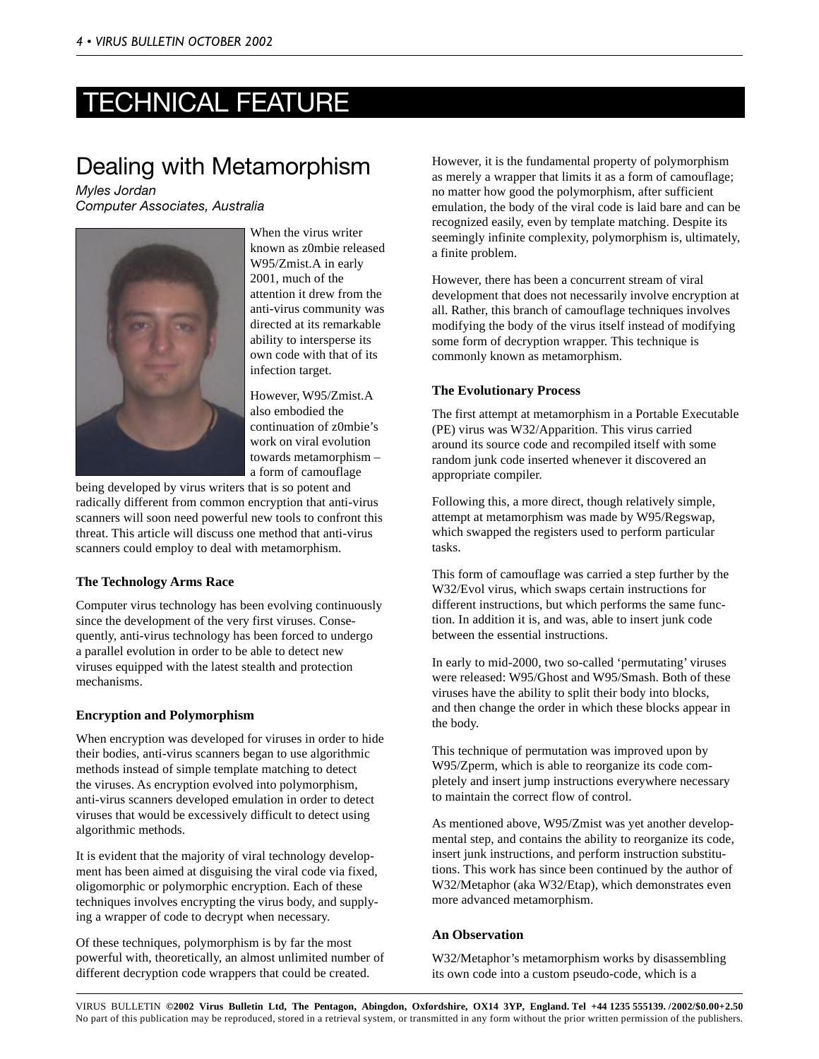# TECHNICAL FEATURE

## Dealing with Metamorphism

*Myles Jordan*
*Computer Associates, Australia*

When the virus writer known as z0mbie released W95/Zmist.A in early 2001, much of the attention it drew from the anti-virus community was directed at its remarkable ability to intersperse its own code with that of its infection target.

However, W95/Zmist.A also embodied the continuation of z0mbie's work on viral evolution towards metamorphism – a form of camouflage being developed by virus writers that is so potent and radically different from common encryption that anti-virus scanners will soon need powerful new tools to confront this threat. This article will discuss one method that anti-virus scanners could employ to deal with metamorphism.

### The Technology Arms Race

Computer virus technology has been evolving continuously since the development of the very first viruses. Consequently, anti-virus technology has been forced to undergo a parallel evolution in order to be able to detect new viruses equipped with the latest stealth and protection mechanisms.

### Encryption and Polymorphism

When encryption was developed for viruses in order to hide their bodies, anti-virus scanners began to use algorithmic methods instead of simple template matching to detect the viruses. As encryption evolved into polymorphism, anti-virus scanners developed emulation in order to detect viruses that would be excessively difficult to detect using algorithmic methods.

It is evident that the majority of viral technology development has been aimed at disguising the viral code via fixed, oligomorphic or polymorphic encryption. Each of these techniques involves encrypting the virus body, and supplying a wrapper of code to decrypt when necessary.

Of these techniques, polymorphism is by far the most powerful with, theoretically, an almost unlimited number of different decryption code wrappers that could be created.

However, it is the fundamental property of polymorphism as merely a wrapper that limits it as a form of camouflage; no matter how good the polymorphism, after sufficient emulation, the body of the viral code is laid bare and can be recognized easily, even by template matching. Despite its seemingly infinite complexity, polymorphism is, ultimately, a finite problem.

However, there has been a concurrent stream of viral development that does not necessarily involve encryption at all. Rather, this branch of camouflage techniques involves modifying the body of the virus itself instead of modifying some form of decryption wrapper. This technique is commonly known as metamorphism.

### The Evolutionary Process

The first attempt at metamorphism in a Portable Executable (PE) virus was W32/Apparition. This virus carried around its source code and recompiled itself with some random junk code inserted whenever it discovered an appropriate compiler.

Following this, a more direct, though relatively simple, attempt at metamorphism was made by W95/Regswap, which swapped the registers used to perform particular tasks.

This form of camouflage was carried a step further by the W32/Evol virus, which swaps certain instructions for different instructions, but which performs the same function. In addition it is, and was, able to insert junk code between the essential instructions.

In early to mid-2000, two so-called 'permutating' viruses were released: W95/Ghost and W95/Smash. Both of these viruses have the ability to split their body into blocks, and then change the order in which these blocks appear in the body.

This technique of permutation was improved upon by W95/Zperm, which is able to reorganize its code completely and insert jump instructions everywhere necessary to maintain the correct flow of control.

As mentioned above, W95/Zmist was yet another developmental step, and contains the ability to reorganize its code, insert junk instructions, and perform instruction substitutions. This work has since been continued by the author of W32/Metaphor (aka W32/Etap), which demonstrates even more advanced metamorphism.

### An Observation

W32/Metaphor's metamorphism works by disassembling its own code into a custom pseudo-code, which is a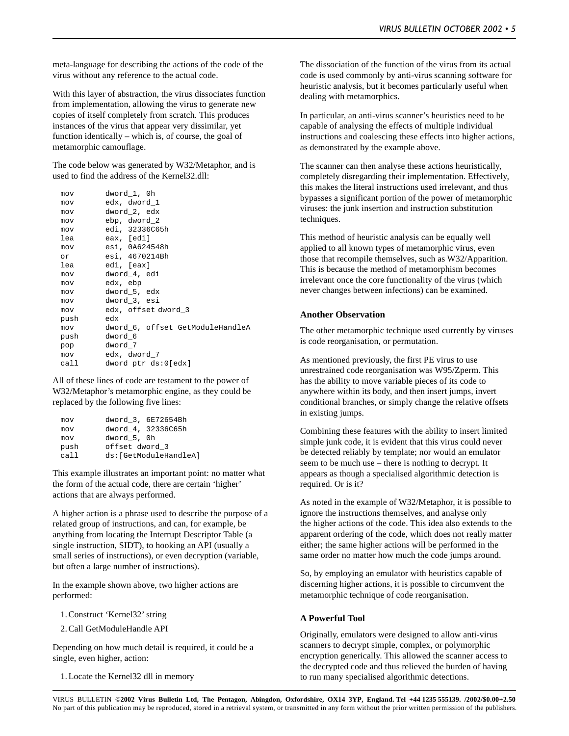meta-language for describing the actions of the code of the virus without any reference to the actual code.

With this layer of abstraction, the virus dissociates function from implementation, allowing the virus to generate new copies of itself completely from scratch. This produces instances of the virus that appear very dissimilar, yet function identically – which is, of course, the goal of metamorphic camouflage.

The code below was generated by W32/Metaphor, and is used to find the address of the Kernel32.dll:

```
mov     dword_1, 0h
mov     edx, dword_1
mov     dword_2, edx
mov     ebp, dword_2
mov     edi, 32336C65h
lea     eax, [edi]
mov     esi, 0A624548h
or      esi, 4670214Bh
lea     edi, [eax]
mov     dword_4, edi
mov     edx, ebp
mov     dword_5, edx
mov     dword_3, esi
mov     edx, offset dword_3
push    edx
mov     dword_6, offset GetModuleHandleA
push    dword_6
pop     dword_7
mov     edx, dword_7
call    dword ptr ds:0[edx]
```

All of these lines of code are testament to the power of W32/Metaphor's metamorphic engine, as they could be replaced by the following five lines:

```
mov     dword_3, 6E72654Bh
mov     dword_4, 32336C65h
mov     dword_5, 0h
push    offset dword_3
call    ds:[GetModuleHandleA]
```

This example illustrates an important point: no matter what the form of the actual code, there are certain 'higher' actions that are always performed.

A higher action is a phrase used to describe the purpose of a related group of instructions, and can, for example, be anything from locating the Interrupt Descriptor Table (a single instruction, SIDT), to hooking an API (usually a small series of instructions), or even decryption (variable, but often a large number of instructions).

In the example shown above, two higher actions are performed:

1. Construct 'Kernel32' string
2. Call GetModuleHandle API

Depending on how much detail is required, it could be a single, even higher, action:

1. Locate the Kernel32 dll in memory

The dissociation of the function of the virus from its actual code is used commonly by anti-virus scanning software for heuristic analysis, but it becomes particularly useful when dealing with metamorphics.

In particular, an anti-virus scanner's heuristics need to be capable of analysing the effects of multiple individual instructions and coalescing these effects into higher actions, as demonstrated by the example above.

The scanner can then analyse these actions heuristically, completely disregarding their implementation. Effectively, this makes the literal instructions used irrelevant, and thus bypasses a significant portion of the power of metamorphic viruses: the junk insertion and instruction substitution techniques.

This method of heuristic analysis can be equally well applied to all known types of metamorphic virus, even those that recompile themselves, such as W32/Apparition. This is because the method of metamorphism becomes irrelevant once the core functionality of the virus (which never changes between infections) can be examined.

### Another Observation

The other metamorphic technique used currently by viruses is code reorganisation, or permutation.

As mentioned previously, the first PE virus to use unrestrained code reorganisation was W95/Zperm. This has the ability to move variable pieces of its code to anywhere within its body, and then insert jumps, invert conditional branches, or simply change the relative offsets in existing jumps.

Combining these features with the ability to insert limited simple junk code, it is evident that this virus could never be detected reliably by template; nor would an emulator seem to be much use – there is nothing to decrypt. It appears as though a specialised algorithmic detection is required. Or is it?

As noted in the example of W32/Metaphor, it is possible to ignore the instructions themselves, and analyse only the higher actions of the code. This idea also extends to the apparent ordering of the code, which does not really matter either; the same higher actions will be performed in the same order no matter how much the code jumps around.

So, by employing an emulator with heuristics capable of discerning higher actions, it is possible to circumvent the metamorphic technique of code reorganisation.

### A Powerful Tool

Originally, emulators were designed to allow anti-virus scanners to decrypt simple, complex, or polymorphic encryption generically. This allowed the scanner access to the decrypted code and thus relieved the burden of having to run many specialised algorithmic detections.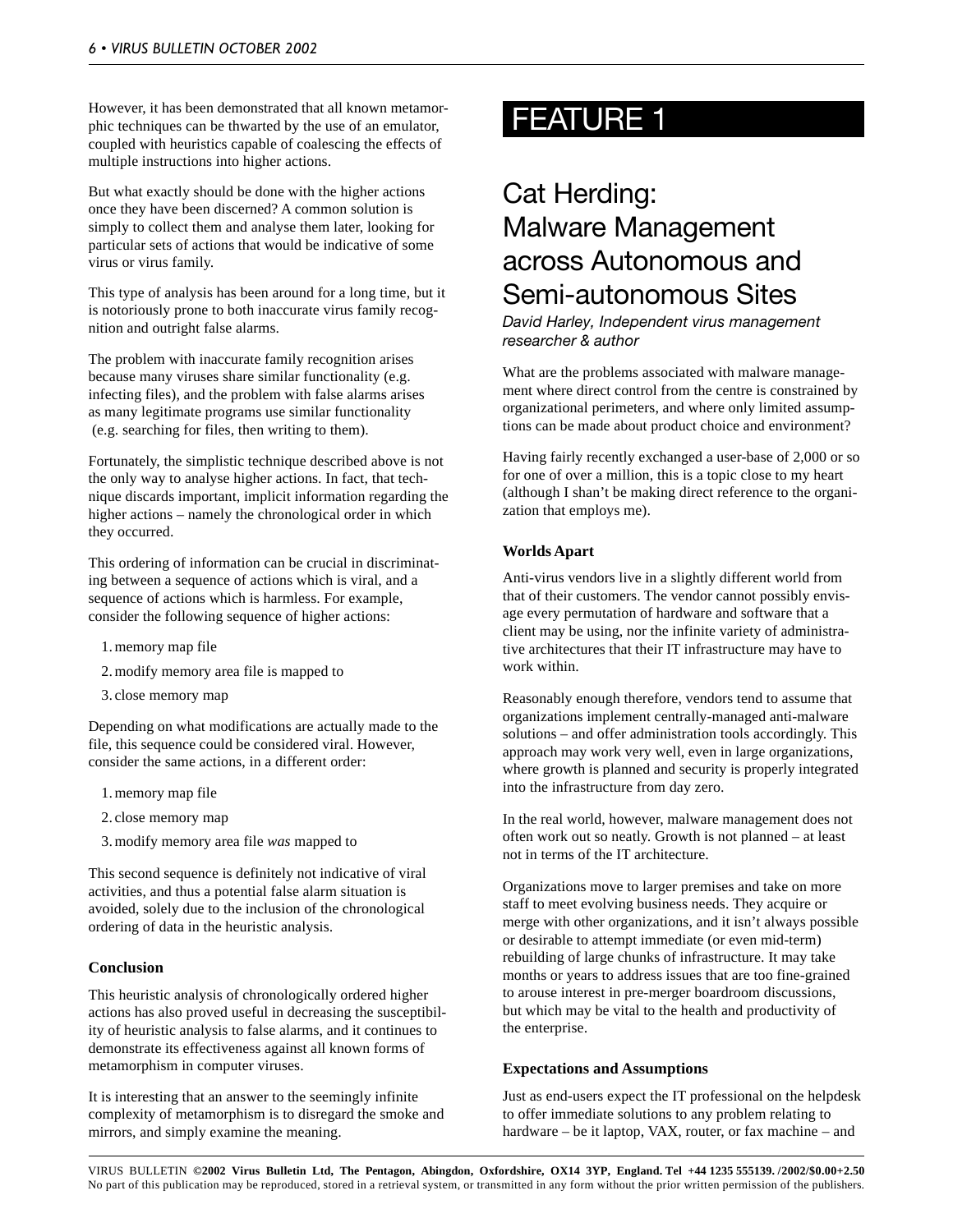However, it has been demonstrated that all known metamorphic techniques can be thwarted by the use of an emulator, coupled with heuristics capable of coalescing the effects of multiple instructions into higher actions.

But what exactly should be done with the higher actions once they have been discerned? A common solution is simply to collect them and analyse them later, looking for particular sets of actions that would be indicative of some virus or virus family.

This type of analysis has been around for a long time, but it is notoriously prone to both inaccurate virus family recognition and outright false alarms.

The problem with inaccurate family recognition arises because many viruses share similar functionality (e.g. infecting files), and the problem with false alarms arises as many legitimate programs use similar functionality (e.g. searching for files, then writing to them).

Fortunately, the simplistic technique described above is not the only way to analyse higher actions. In fact, that technique discards important, implicit information regarding the higher actions – namely the chronological order in which they occurred.

This ordering of information can be crucial in discriminating between a sequence of actions which is viral, and a sequence of actions which is harmless. For example, consider the following sequence of higher actions:

1. memory map file
2. modify memory area file is mapped to
3. close memory map

Depending on what modifications are actually made to the file, this sequence could be considered viral. However, consider the same actions, in a different order:

1. memory map file
2. close memory map
3. modify memory area file *was* mapped to

This second sequence is definitely not indicative of viral activities, and thus a potential false alarm situation is avoided, solely due to the inclusion of the chronological ordering of data in the heuristic analysis.

### Conclusion

This heuristic analysis of chronologically ordered higher actions has also proved useful in decreasing the susceptibility of heuristic analysis to false alarms, and it continues to demonstrate its effectiveness against all known forms of metamorphism in computer viruses.

It is interesting that an answer to the seemingly infinite complexity of metamorphism is to disregard the smoke and mirrors, and simply examine the meaning.

# FEATURE 1

## Cat Herding: Malware Management across Autonomous and Semi-autonomous Sites

*David Harley, Independent virus management researcher & author*

What are the problems associated with malware management where direct control from the centre is constrained by organizational perimeters, and where only limited assumptions can be made about product choice and environment?

Having fairly recently exchanged a user-base of 2,000 or so for one of over a million, this is a topic close to my heart (although I shan't be making direct reference to the organization that employs me).

### Worlds Apart

Anti-virus vendors live in a slightly different world from that of their customers. The vendor cannot possibly envisage every permutation of hardware and software that a client may be using, nor the infinite variety of administrative architectures that their IT infrastructure may have to work within.

Reasonably enough therefore, vendors tend to assume that organizations implement centrally-managed anti-malware solutions – and offer administration tools accordingly. This approach may work very well, even in large organizations, where growth is planned and security is properly integrated into the infrastructure from day zero.

In the real world, however, malware management does not often work out so neatly. Growth is not planned – at least not in terms of the IT architecture.

Organizations move to larger premises and take on more staff to meet evolving business needs. They acquire or merge with other organizations, and it isn't always possible or desirable to attempt immediate (or even mid-term) rebuilding of large chunks of infrastructure. It may take months or years to address issues that are too fine-grained to arouse interest in pre-merger boardroom discussions, but which may be vital to the health and productivity of the enterprise.

### Expectations and Assumptions

Just as end-users expect the IT professional on the helpdesk to offer immediate solutions to any problem relating to hardware – be it laptop, VAX, router, or fax machine – and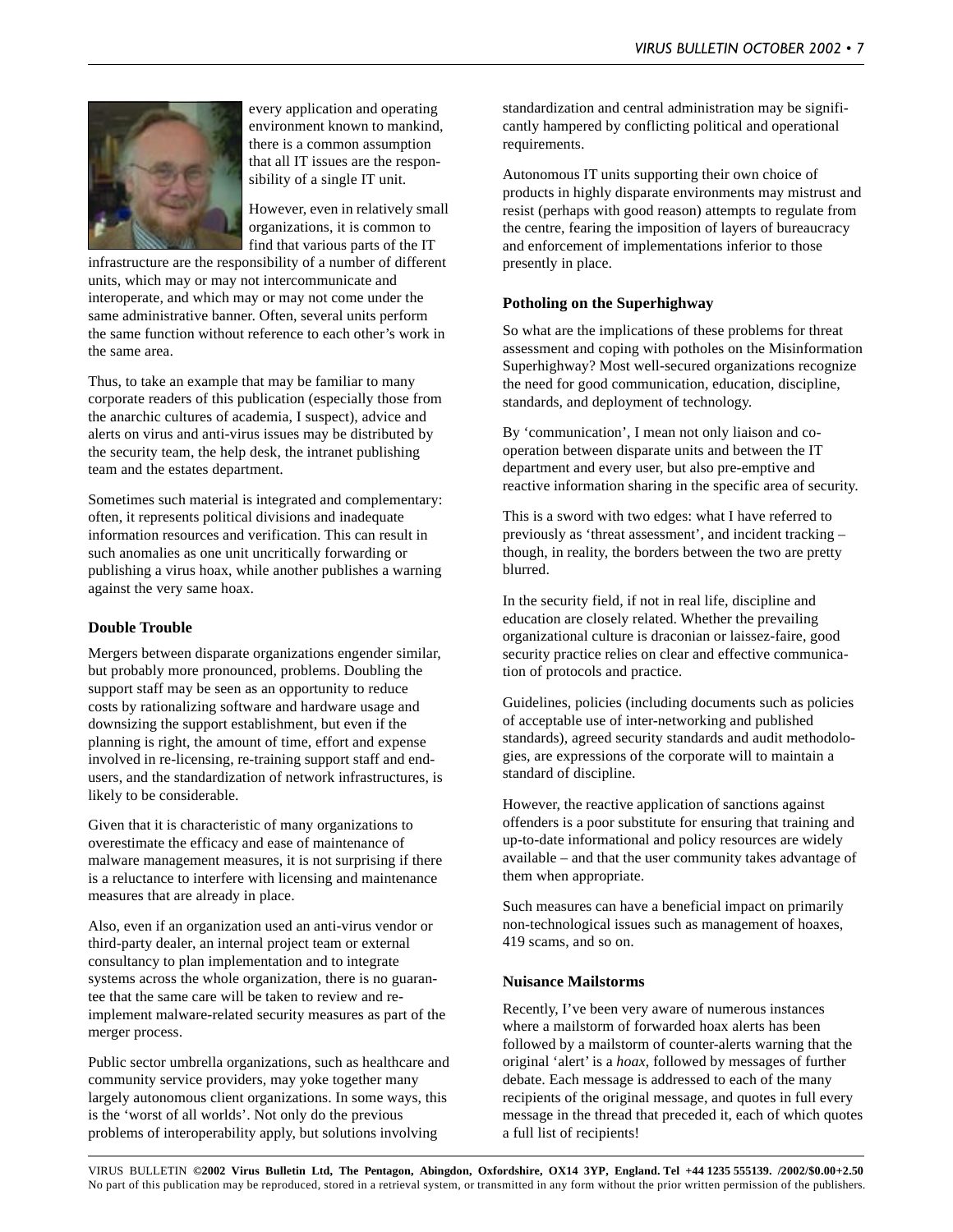every application and operating environment known to mankind, there is a common assumption that all IT issues are the responsibility of a single IT unit.

However, even in relatively small organizations, it is common to find that various parts of the IT infrastructure are the responsibility of a number of different units, which may or may not intercommunicate and interoperate, and which may or may not come under the same administrative banner. Often, several units perform the same function without reference to each other's work in the same area.

Thus, to take an example that may be familiar to many corporate readers of this publication (especially those from the anarchic cultures of academia, I suspect), advice and alerts on virus and anti-virus issues may be distributed by the security team, the help desk, the intranet publishing team and the estates department.

Sometimes such material is integrated and complementary: often, it represents political divisions and inadequate information resources and verification. This can result in such anomalies as one unit uncritically forwarding or publishing a virus hoax, while another publishes a warning against the very same hoax.

### Double Trouble

Mergers between disparate organizations engender similar, but probably more pronounced, problems. Doubling the support staff may be seen as an opportunity to reduce costs by rationalizing software and hardware usage and downsizing the support establishment, but even if the planning is right, the amount of time, effort and expense involved in re-licensing, re-training support staff and end-users, and the standardization of network infrastructures, is likely to be considerable.

Given that it is characteristic of many organizations to overestimate the efficacy and ease of maintenance of malware management measures, it is not surprising if there is a reluctance to interfere with licensing and maintenance measures that are already in place.

Also, even if an organization used an anti-virus vendor or third-party dealer, an internal project team or external consultancy to plan implementation and to integrate systems across the whole organization, there is no guarantee that the same care will be taken to review and re-implement malware-related security measures as part of the merger process.

Public sector umbrella organizations, such as healthcare and community service providers, may yoke together many largely autonomous client organizations. In some ways, this is the 'worst of all worlds'. Not only do the previous problems of interoperability apply, but solutions involving standardization and central administration may be significantly hampered by conflicting political and operational requirements.

Autonomous IT units supporting their own choice of products in highly disparate environments may mistrust and resist (perhaps with good reason) attempts to regulate from the centre, fearing the imposition of layers of bureaucracy and enforcement of implementations inferior to those presently in place.

### Potholing on the Superhighway

So what are the implications of these problems for threat assessment and coping with potholes on the Misinformation Superhighway? Most well-secured organizations recognize the need for good communication, education, discipline, standards, and deployment of technology.

By 'communication', I mean not only liaison and co-operation between disparate units and between the IT department and every user, but also pre-emptive and reactive information sharing in the specific area of security.

This is a sword with two edges: what I have referred to previously as 'threat assessment', and incident tracking – though, in reality, the borders between the two are pretty blurred.

In the security field, if not in real life, discipline and education are closely related. Whether the prevailing organizational culture is draconian or laissez-faire, good security practice relies on clear and effective communication of protocols and practice.

Guidelines, policies (including documents such as policies of acceptable use of inter-networking and published standards), agreed security standards and audit methodologies, are expressions of the corporate will to maintain a standard of discipline.

However, the reactive application of sanctions against offenders is a poor substitute for ensuring that training and up-to-date informational and policy resources are widely available – and that the user community takes advantage of them when appropriate.

Such measures can have a beneficial impact on primarily non-technological issues such as management of hoaxes, 419 scams, and so on.

### Nuisance Mailstorms

Recently, I've been very aware of numerous instances where a mailstorm of forwarded hoax alerts has been followed by a mailstorm of counter-alerts warning that the original 'alert' is a *hoax*, followed by messages of further debate. Each message is addressed to each of the many recipients of the original message, and quotes in full every message in the thread that preceded it, each of which quotes a full list of recipients!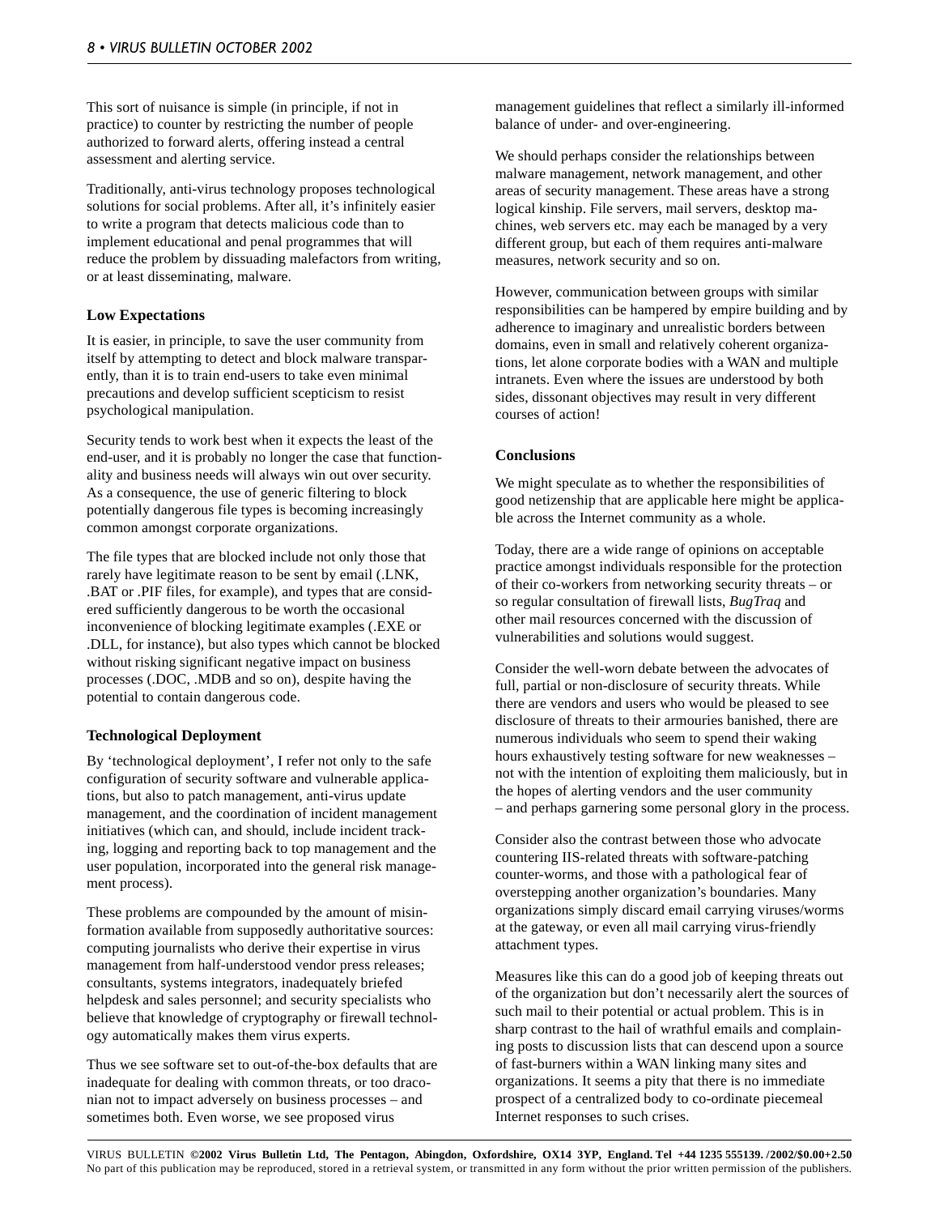This sort of nuisance is simple (in principle, if not in practice) to counter by restricting the number of people authorized to forward alerts, offering instead a central assessment and alerting service.

Traditionally, anti-virus technology proposes technological solutions for social problems. After all, it's infinitely easier to write a program that detects malicious code than to implement educational and penal programmes that will reduce the problem by dissuading malefactors from writing, or at least disseminating, malware.

### Low Expectations

It is easier, in principle, to save the user community from itself by attempting to detect and block malware transparently, than it is to train end-users to take even minimal precautions and develop sufficient scepticism to resist psychological manipulation.

Security tends to work best when it expects the least of the end-user, and it is probably no longer the case that functionality and business needs will always win out over security. As a consequence, the use of generic filtering to block potentially dangerous file types is becoming increasingly common amongst corporate organizations.

The file types that are blocked include not only those that rarely have legitimate reason to be sent by email (.LNK, .BAT or .PIF files, for example), and types that are considered sufficiently dangerous to be worth the occasional inconvenience of blocking legitimate examples (.EXE or .DLL, for instance), but also types which cannot be blocked without risking significant negative impact on business processes (.DOC, .MDB and so on), despite having the potential to contain dangerous code.

### Technological Deployment

By 'technological deployment', I refer not only to the safe configuration of security software and vulnerable applications, but also to patch management, anti-virus update management, and the coordination of incident management initiatives (which can, and should, include incident tracking, logging and reporting back to top management and the user population, incorporated into the general risk management process).

These problems are compounded by the amount of misinformation available from supposedly authoritative sources: computing journalists who derive their expertise in virus management from half-understood vendor press releases; consultants, systems integrators, inadequately briefed helpdesk and sales personnel; and security specialists who believe that knowledge of cryptography or firewall technology automatically makes them virus experts.

Thus we see software set to out-of-the-box defaults that are inadequate for dealing with common threats, or too draconian not to impact adversely on business processes – and sometimes both. Even worse, we see proposed virus management guidelines that reflect a similarly ill-informed balance of under- and over-engineering.

We should perhaps consider the relationships between malware management, network management, and other areas of security management. These areas have a strong logical kinship. File servers, mail servers, desktop machines, web servers etc. may each be managed by a very different group, but each of them requires anti-malware measures, network security and so on.

However, communication between groups with similar responsibilities can be hampered by empire building and by adherence to imaginary and unrealistic borders between domains, even in small and relatively coherent organizations, let alone corporate bodies with a WAN and multiple intranets. Even where the issues are understood by both sides, dissonant objectives may result in very different courses of action!

### Conclusions

We might speculate as to whether the responsibilities of good netizenship that are applicable here might be applicable across the Internet community as a whole.

Today, there are a wide range of opinions on acceptable practice amongst individuals responsible for the protection of their co-workers from networking security threats – or so regular consultation of firewall lists, *BugTraq* and other mail resources concerned with the discussion of vulnerabilities and solutions would suggest.

Consider the well-worn debate between the advocates of full, partial or non-disclosure of security threats. While there are vendors and users who would be pleased to see disclosure of threats to their armouries banished, there are numerous individuals who seem to spend their waking hours exhaustively testing software for new weaknesses – not with the intention of exploiting them maliciously, but in the hopes of alerting vendors and the user community – and perhaps garnering some personal glory in the process.

Consider also the contrast between those who advocate countering IIS-related threats with software-patching counter-worms, and those with a pathological fear of overstepping another organization's boundaries. Many organizations simply discard email carrying viruses/worms at the gateway, or even all mail carrying virus-friendly attachment types.

Measures like this can do a good job of keeping threats out of the organization but don't necessarily alert the sources of such mail to their potential or actual problem. This is in sharp contrast to the hail of wrathful emails and complaining posts to discussion lists that can descend upon a source of fast-burners within a WAN linking many sites and organizations. It seems a pity that there is no immediate prospect of a centralized body to co-ordinate piecemeal Internet responses to such crises.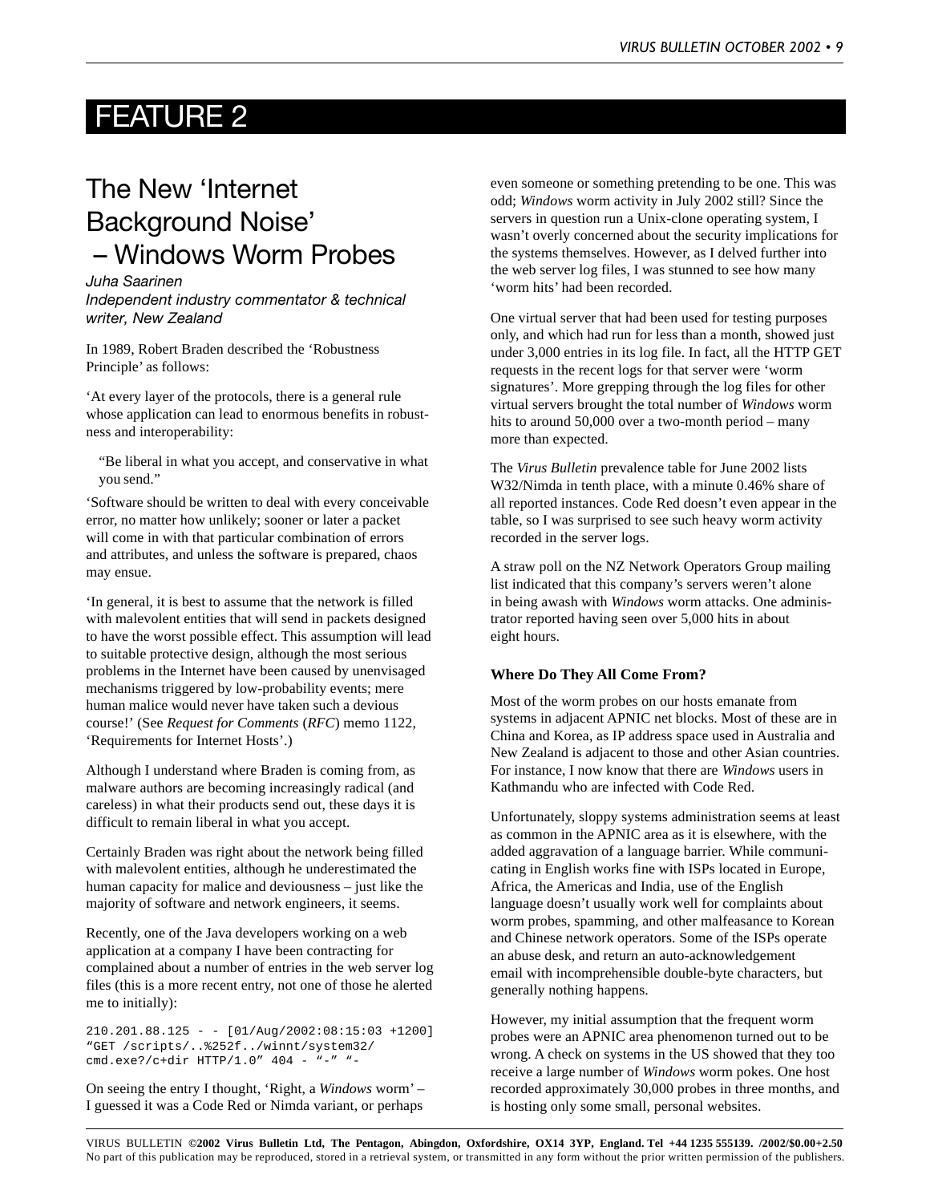# FEATURE 2

## The New 'Internet Background Noise' – Windows Worm Probes

*Juha Saarinen*
*Independent industry commentator & technical writer, New Zealand*

In 1989, Robert Braden described the 'Robustness Principle' as follows:

'At every layer of the protocols, there is a general rule whose application can lead to enormous benefits in robustness and interoperability:

> "Be liberal in what you accept, and conservative in what you send."

'Software should be written to deal with every conceivable error, no matter how unlikely; sooner or later a packet will come in with that particular combination of errors and attributes, and unless the software is prepared, chaos may ensue.

'In general, it is best to assume that the network is filled with malevolent entities that will send in packets designed to have the worst possible effect. This assumption will lead to suitable protective design, although the most serious problems in the Internet have been caused by unenvisaged mechanisms triggered by low-probability events; mere human malice would never have taken such a devious course!' (See *Request for Comments* (*RFC*) memo 1122, 'Requirements for Internet Hosts'.)

Although I understand where Braden is coming from, as malware authors are becoming increasingly radical (and careless) in what their products send out, these days it is difficult to remain liberal in what you accept.

Certainly Braden was right about the network being filled with malevolent entities, although he underestimated the human capacity for malice and deviousness – just like the majority of software and network engineers, it seems.

Recently, one of the Java developers working on a web application at a company I have been contracting for complained about a number of entries in the web server log files (this is a more recent entry, not one of those he alerted me to initially):

```
210.201.88.125 - - [01/Aug/2002:08:15:03 +1200]
"GET /scripts/..%252f../winnt/system32/
cmd.exe?/c+dir HTTP/1.0" 404 - "-" "-
```

On seeing the entry I thought, 'Right, a *Windows* worm' – I guessed it was a Code Red or Nimda variant, or perhaps even someone or something pretending to be one. This was odd; *Windows* worm activity in July 2002 still? Since the servers in question run a Unix-clone operating system, I wasn't overly concerned about the security implications for the systems themselves. However, as I delved further into the web server log files, I was stunned to see how many 'worm hits' had been recorded.

One virtual server that had been used for testing purposes only, and which had run for less than a month, showed just under 3,000 entries in its log file. In fact, all the HTTP GET requests in the recent logs for that server were 'worm signatures'. More grepping through the log files for other virtual servers brought the total number of *Windows* worm hits to around 50,000 over a two-month period – many more than expected.

The *Virus Bulletin* prevalence table for June 2002 lists W32/Nimda in tenth place, with a minute 0.46% share of all reported instances. Code Red doesn't even appear in the table, so I was surprised to see such heavy worm activity recorded in the server logs.

A straw poll on the NZ Network Operators Group mailing list indicated that this company's servers weren't alone in being awash with *Windows* worm attacks. One administrator reported having seen over 5,000 hits in about eight hours.

### Where Do They All Come From?

Most of the worm probes on our hosts emanate from systems in adjacent APNIC net blocks. Most of these are in China and Korea, as IP address space used in Australia and New Zealand is adjacent to those and other Asian countries. For instance, I now know that there are *Windows* users in Kathmandu who are infected with Code Red.

Unfortunately, sloppy systems administration seems at least as common in the APNIC area as it is elsewhere, with the added aggravation of a language barrier. While communicating in English works fine with ISPs located in Europe, Africa, the Americas and India, use of the English language doesn't usually work well for complaints about worm probes, spamming, and other malfeasance to Korean and Chinese network operators. Some of the ISPs operate an abuse desk, and return an auto-acknowledgement email with incomprehensible double-byte characters, but generally nothing happens.

However, my initial assumption that the frequent worm probes were an APNIC area phenomenon turned out to be wrong. A check on systems in the US showed that they too receive a large number of *Windows* worm pokes. One host recorded approximately 30,000 probes in three months, and is hosting only some small, personal websites.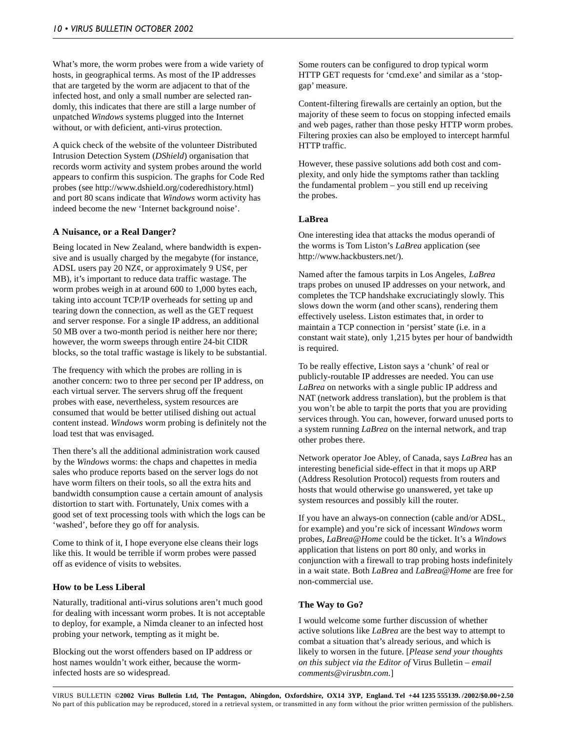What's more, the worm probes were from a wide variety of hosts, in geographical terms. As most of the IP addresses that are targeted by the worm are adjacent to that of the infected host, and only a small number are selected randomly, this indicates that there are still a large number of unpatched *Windows* systems plugged into the Internet without, or with deficient, anti-virus protection.

A quick check of the website of the volunteer Distributed Intrusion Detection System (*DShield*) organisation that records worm activity and system probes around the world appears to confirm this suspicion. The graphs for Code Red probes (see http://www.dshield.org/coderedhistory.html) and port 80 scans indicate that *Windows* worm activity has indeed become the new 'Internet background noise'.

### A Nuisance, or a Real Danger?

Being located in New Zealand, where bandwidth is expensive and is usually charged by the megabyte (for instance, ADSL users pay 20 NZ¢, or approximately 9 US¢, per MB), it's important to reduce data traffic wastage. The worm probes weigh in at around 600 to 1,000 bytes each, taking into account TCP/IP overheads for setting up and tearing down the connection, as well as the GET request and server response. For a single IP address, an additional 50 MB over a two-month period is neither here nor there; however, the worm sweeps through entire 24-bit CIDR blocks, so the total traffic wastage is likely to be substantial.

The frequency with which the probes are rolling in is another concern: two to three per second per IP address, on each virtual server. The servers shrug off the frequent probes with ease, nevertheless, system resources are consumed that would be better utilised dishing out actual content instead. *Windows* worm probing is definitely not the load test that was envisaged.

Then there's all the additional administration work caused by the *Windows* worms: the chaps and chapettes in media sales who produce reports based on the server logs do not have worm filters on their tools, so all the extra hits and bandwidth consumption cause a certain amount of analysis distortion to start with. Fortunately, Unix comes with a good set of text processing tools with which the logs can be 'washed', before they go off for analysis.

Come to think of it, I hope everyone else cleans their logs like this. It would be terrible if worm probes were passed off as evidence of visits to websites.

### How to be Less Liberal

Naturally, traditional anti-virus solutions aren't much good for dealing with incessant worm probes. It is not acceptable to deploy, for example, a Nimda cleaner to an infected host probing your network, tempting as it might be.

Blocking out the worst offenders based on IP address or host names wouldn't work either, because the worm-infected hosts are so widespread.

Some routers can be configured to drop typical worm HTTP GET requests for 'cmd.exe' and similar as a 'stop-gap' measure.

Content-filtering firewalls are certainly an option, but the majority of these seem to focus on stopping infected emails and web pages, rather than those pesky HTTP worm probes. Filtering proxies can also be employed to intercept harmful HTTP traffic.

However, these passive solutions add both cost and complexity, and only hide the symptoms rather than tackling the fundamental problem – you still end up receiving the probes.

### LaBrea

One interesting idea that attacks the modus operandi of the worms is Tom Liston's *LaBrea* application (see http://www.hackbusters.net/).

Named after the famous tarpits in Los Angeles, *LaBrea* traps probes on unused IP addresses on your network, and completes the TCP handshake excruciatingly slowly. This slows down the worm (and other scans), rendering them effectively useless. Liston estimates that, in order to maintain a TCP connection in 'persist' state (i.e. in a constant wait state), only 1,215 bytes per hour of bandwidth is required.

To be really effective, Liston says a 'chunk' of real or publicly-routable IP addresses are needed. You can use *LaBrea* on networks with a single public IP address and NAT (network address translation), but the problem is that you won't be able to tarpit the ports that you are providing services through. You can, however, forward unused ports to a system running *LaBrea* on the internal network, and trap other probes there.

Network operator Joe Abley, of Canada, says *LaBrea* has an interesting beneficial side-effect in that it mops up ARP (Address Resolution Protocol) requests from routers and hosts that would otherwise go unanswered, yet take up system resources and possibly kill the router.

If you have an always-on connection (cable and/or ADSL, for example) and you're sick of incessant *Windows* worm probes, *LaBrea@Home* could be the ticket. It's a *Windows* application that listens on port 80 only, and works in conjunction with a firewall to trap probing hosts indefinitely in a wait state. Both *LaBrea* and *LaBrea@Home* are free for non-commercial use.

### The Way to Go?

I would welcome some further discussion of whether active solutions like *LaBrea* are the best way to attempt to combat a situation that's already serious, and which is likely to worsen in the future. [*Please send your thoughts on this subject via the Editor of* Virus Bulletin – *email comments@virusbtn.com.*]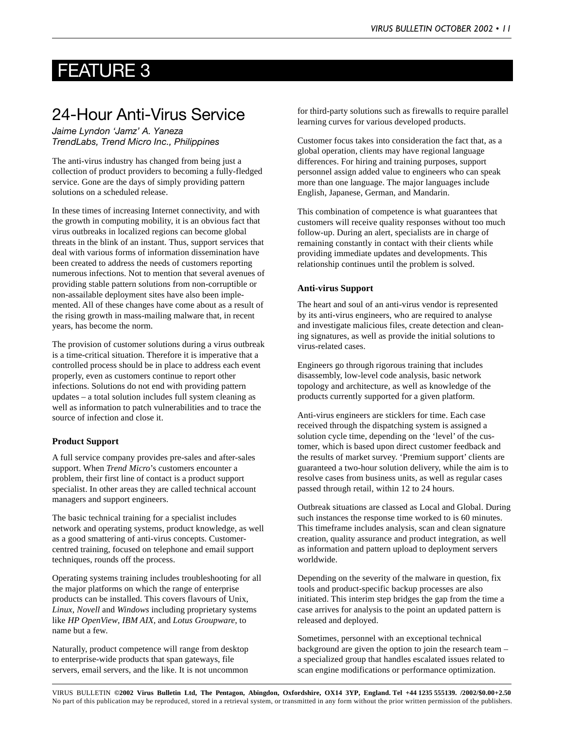# FEATURE 3

## 24-Hour Anti-Virus Service

*Jaime Lyndon 'Jamz' A. Yaneza*
*TrendLabs, Trend Micro Inc., Philippines*

The anti-virus industry has changed from being just a collection of product providers to becoming a fully-fledged service. Gone are the days of simply providing pattern solutions on a scheduled release.

In these times of increasing Internet connectivity, and with the growth in computing mobility, it is an obvious fact that virus outbreaks in localized regions can become global threats in the blink of an instant. Thus, support services that deal with various forms of information dissemination have been created to address the needs of customers reporting numerous infections. Not to mention that several avenues of providing stable pattern solutions from non-corruptible or non-assailable deployment sites have also been implemented. All of these changes have come about as a result of the rising growth in mass-mailing malware that, in recent years, has become the norm.

The provision of customer solutions during a virus outbreak is a time-critical situation. Therefore it is imperative that a controlled process should be in place to address each event properly, even as customers continue to report other infections. Solutions do not end with providing pattern updates – a total solution includes full system cleaning as well as information to patch vulnerabilities and to trace the source of infection and close it.

### Product Support

A full service company provides pre-sales and after-sales support. When *Trend Micro*'s customers encounter a problem, their first line of contact is a product support specialist. In other areas they are called technical account managers and support engineers.

The basic technical training for a specialist includes network and operating systems, product knowledge, as well as a good smattering of anti-virus concepts. Customer-centred training, focused on telephone and email support techniques, rounds off the process.

Operating systems training includes troubleshooting for all the major platforms on which the range of enterprise products can be installed. This covers flavours of Unix, *Linux*, *Novell* and *Windows* including proprietary systems like *HP OpenView*, *IBM AIX*, and *Lotus Groupware*, to name but a few.

Naturally, product competence will range from desktop to enterprise-wide products that span gateways, file servers, email servers, and the like. It is not uncommon for third-party solutions such as firewalls to require parallel learning curves for various developed products.

Customer focus takes into consideration the fact that, as a global operation, clients may have regional language differences. For hiring and training purposes, support personnel assign added value to engineers who can speak more than one language. The major languages include English, Japanese, German, and Mandarin.

This combination of competence is what guarantees that customers will receive quality responses without too much follow-up. During an alert, specialists are in charge of remaining constantly in contact with their clients while providing immediate updates and developments. This relationship continues until the problem is solved.

### Anti-virus Support

The heart and soul of an anti-virus vendor is represented by its anti-virus engineers, who are required to analyse and investigate malicious files, create detection and cleaning signatures, as well as provide the initial solutions to virus-related cases.

Engineers go through rigorous training that includes disassembly, low-level code analysis, basic network topology and architecture, as well as knowledge of the products currently supported for a given platform.

Anti-virus engineers are sticklers for time. Each case received through the dispatching system is assigned a solution cycle time, depending on the 'level' of the customer, which is based upon direct customer feedback and the results of market survey. 'Premium support' clients are guaranteed a two-hour solution delivery, while the aim is to resolve cases from business units, as well as regular cases passed through retail, within 12 to 24 hours.

Outbreak situations are classed as Local and Global. During such instances the response time worked to is 60 minutes. This timeframe includes analysis, scan and clean signature creation, quality assurance and product integration, as well as information and pattern upload to deployment servers worldwide.

Depending on the severity of the malware in question, fix tools and product-specific backup processes are also initiated. This interim step bridges the gap from the time a case arrives for analysis to the point an updated pattern is released and deployed.

Sometimes, personnel with an exceptional technical background are given the option to join the research team – a specialized group that handles escalated issues related to scan engine modifications or performance optimization.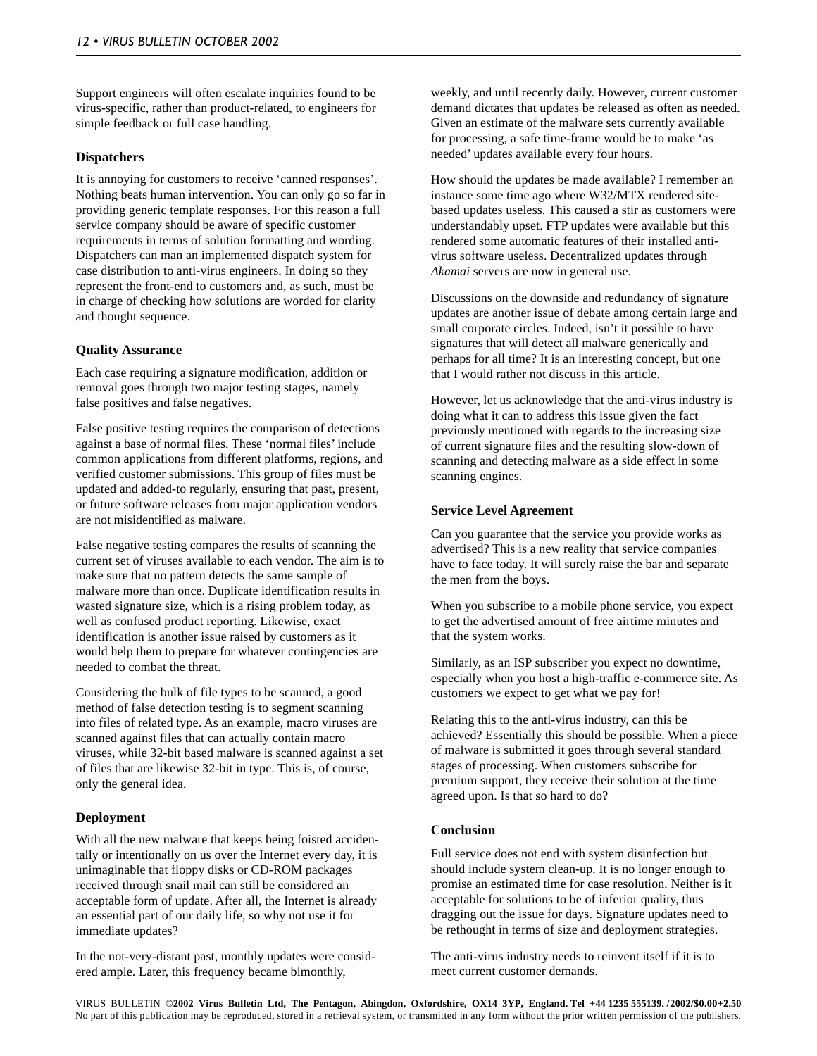Support engineers will often escalate inquiries found to be virus-specific, rather than product-related, to engineers for simple feedback or full case handling.

### Dispatchers

It is annoying for customers to receive 'canned responses'. Nothing beats human intervention. You can only go so far in providing generic template responses. For this reason a full service company should be aware of specific customer requirements in terms of solution formatting and wording. Dispatchers can man an implemented dispatch system for case distribution to anti-virus engineers. In doing so they represent the front-end to customers and, as such, must be in charge of checking how solutions are worded for clarity and thought sequence.

### Quality Assurance

Each case requiring a signature modification, addition or removal goes through two major testing stages, namely false positives and false negatives.

False positive testing requires the comparison of detections against a base of normal files. These 'normal files' include common applications from different platforms, regions, and verified customer submissions. This group of files must be updated and added-to regularly, ensuring that past, present, or future software releases from major application vendors are not misidentified as malware.

False negative testing compares the results of scanning the current set of viruses available to each vendor. The aim is to make sure that no pattern detects the same sample of malware more than once. Duplicate identification results in wasted signature size, which is a rising problem today, as well as confused product reporting. Likewise, exact identification is another issue raised by customers as it would help them to prepare for whatever contingencies are needed to combat the threat.

Considering the bulk of file types to be scanned, a good method of false detection testing is to segment scanning into files of related type. As an example, macro viruses are scanned against files that can actually contain macro viruses, while 32-bit based malware is scanned against a set of files that are likewise 32-bit in type. This is, of course, only the general idea.

### Deployment

With all the new malware that keeps being foisted accidentally or intentionally on us over the Internet every day, it is unimaginable that floppy disks or CD-ROM packages received through snail mail can still be considered an acceptable form of update. After all, the Internet is already an essential part of our daily life, so why not use it for immediate updates?

In the not-very-distant past, monthly updates were considered ample. Later, this frequency became bimonthly, weekly, and until recently daily. However, current customer demand dictates that updates be released as often as needed. Given an estimate of the malware sets currently available for processing, a safe time-frame would be to make 'as needed' updates available every four hours.

How should the updates be made available? I remember an instance some time ago where W32/MTX rendered site-based updates useless. This caused a stir as customers were understandably upset. FTP updates were available but this rendered some automatic features of their installed anti-virus software useless. Decentralized updates through *Akamai* servers are now in general use.

Discussions on the downside and redundancy of signature updates are another issue of debate among certain large and small corporate circles. Indeed, isn't it possible to have signatures that will detect all malware generically and perhaps for all time? It is an interesting concept, but one that I would rather not discuss in this article.

However, let us acknowledge that the anti-virus industry is doing what it can to address this issue given the fact previously mentioned with regards to the increasing size of current signature files and the resulting slow-down of scanning and detecting malware as a side effect in some scanning engines.

### Service Level Agreement

Can you guarantee that the service you provide works as advertised? This is a new reality that service companies have to face today. It will surely raise the bar and separate the men from the boys.

When you subscribe to a mobile phone service, you expect to get the advertised amount of free airtime minutes and that the system works.

Similarly, as an ISP subscriber you expect no downtime, especially when you host a high-traffic e-commerce site. As customers we expect to get what we pay for!

Relating this to the anti-virus industry, can this be achieved? Essentially this should be possible. When a piece of malware is submitted it goes through several standard stages of processing. When customers subscribe for premium support, they receive their solution at the time agreed upon. Is that so hard to do?

### Conclusion

Full service does not end with system disinfection but should include system clean-up. It is no longer enough to promise an estimated time for case resolution. Neither is it acceptable for solutions to be of inferior quality, thus dragging out the issue for days. Signature updates need to be rethought in terms of size and deployment strategies.

The anti-virus industry needs to reinvent itself if it is to meet current customer demands.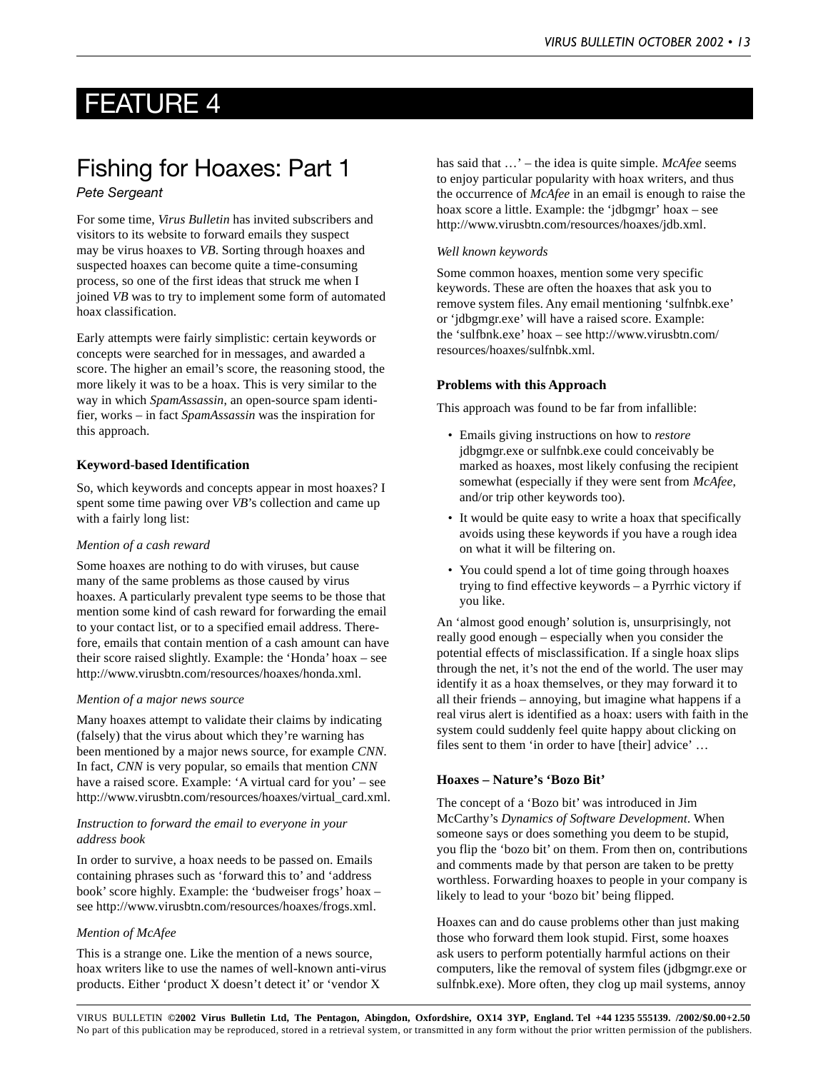# FEATURE 4

## Fishing for Hoaxes: Part 1

*Pete Sergeant*

For some time, *Virus Bulletin* has invited subscribers and visitors to its website to forward emails they suspect may be virus hoaxes to *VB*. Sorting through hoaxes and suspected hoaxes can become quite a time-consuming process, so one of the first ideas that struck me when I joined *VB* was to try to implement some form of automated hoax classification.

Early attempts were fairly simplistic: certain keywords or concepts were searched for in messages, and awarded a score. The higher an email's score, the reasoning stood, the more likely it was to be a hoax. This is very similar to the way in which *SpamAssassin*, an open-source spam identifier, works – in fact *SpamAssassin* was the inspiration for this approach.

### Keyword-based Identification

So, which keywords and concepts appear in most hoaxes? I spent some time pawing over *VB*'s collection and came up with a fairly long list:

*Mention of a cash reward*

Some hoaxes are nothing to do with viruses, but cause many of the same problems as those caused by virus hoaxes. A particularly prevalent type seems to be those that mention some kind of cash reward for forwarding the email to your contact list, or to a specified email address. Therefore, emails that contain mention of a cash amount can have their score raised slightly. Example: the 'Honda' hoax – see http://www.virusbtn.com/resources/hoaxes/honda.xml.

*Mention of a major news source*

Many hoaxes attempt to validate their claims by indicating (falsely) that the virus about which they're warning has been mentioned by a major news source, for example *CNN*. In fact, *CNN* is very popular, so emails that mention *CNN* have a raised score. Example: 'A virtual card for you' – see http://www.virusbtn.com/resources/hoaxes/virtual_card.xml.

*Instruction to forward the email to everyone in your address book*

In order to survive, a hoax needs to be passed on. Emails containing phrases such as 'forward this to' and 'address book' score highly. Example: the 'budweiser frogs' hoax – see http://www.virusbtn.com/resources/hoaxes/frogs.xml.

*Mention of McAfee*

This is a strange one. Like the mention of a news source, hoax writers like to use the names of well-known anti-virus products. Either 'product X doesn't detect it' or 'vendor X has said that …' – the idea is quite simple. *McAfee* seems to enjoy particular popularity with hoax writers, and thus the occurrence of *McAfee* in an email is enough to raise the hoax score a little. Example: the 'jdbgmgr' hoax – see http://www.virusbtn.com/resources/hoaxes/jdb.xml.

*Well known keywords*

Some common hoaxes, mention some very specific keywords. These are often the hoaxes that ask you to remove system files. Any email mentioning 'sulfnbk.exe' or 'jdbgmgr.exe' will have a raised score. Example: the 'sulfbnk.exe' hoax – see http://www.virusbtn.com/resources/hoaxes/sulfnbk.xml.

### Problems with this Approach

This approach was found to be far from infallible:

- Emails giving instructions on how to *restore* jdbgmgr.exe or sulfnbk.exe could conceivably be marked as hoaxes, most likely confusing the recipient somewhat (especially if they were sent from *McAfee*, and/or trip other keywords too).
- It would be quite easy to write a hoax that specifically avoids using these keywords if you have a rough idea on what it will be filtering on.
- You could spend a lot of time going through hoaxes trying to find effective keywords – a Pyrrhic victory if you like.

An 'almost good enough' solution is, unsurprisingly, not really good enough – especially when you consider the potential effects of misclassification. If a single hoax slips through the net, it's not the end of the world. The user may identify it as a hoax themselves, or they may forward it to all their friends – annoying, but imagine what happens if a real virus alert is identified as a hoax: users with faith in the system could suddenly feel quite happy about clicking on files sent to them 'in order to have [their] advice' …

### Hoaxes – Nature's 'Bozo Bit'

The concept of a 'Bozo bit' was introduced in Jim McCarthy's *Dynamics of Software Development*. When someone says or does something you deem to be stupid, you flip the 'bozo bit' on them. From then on, contributions and comments made by that person are taken to be pretty worthless. Forwarding hoaxes to people in your company is likely to lead to your 'bozo bit' being flipped.

Hoaxes can and do cause problems other than just making those who forward them look stupid. First, some hoaxes ask users to perform potentially harmful actions on their computers, like the removal of system files (jdbgmgr.exe or sulfnbk.exe). More often, they clog up mail systems, annoy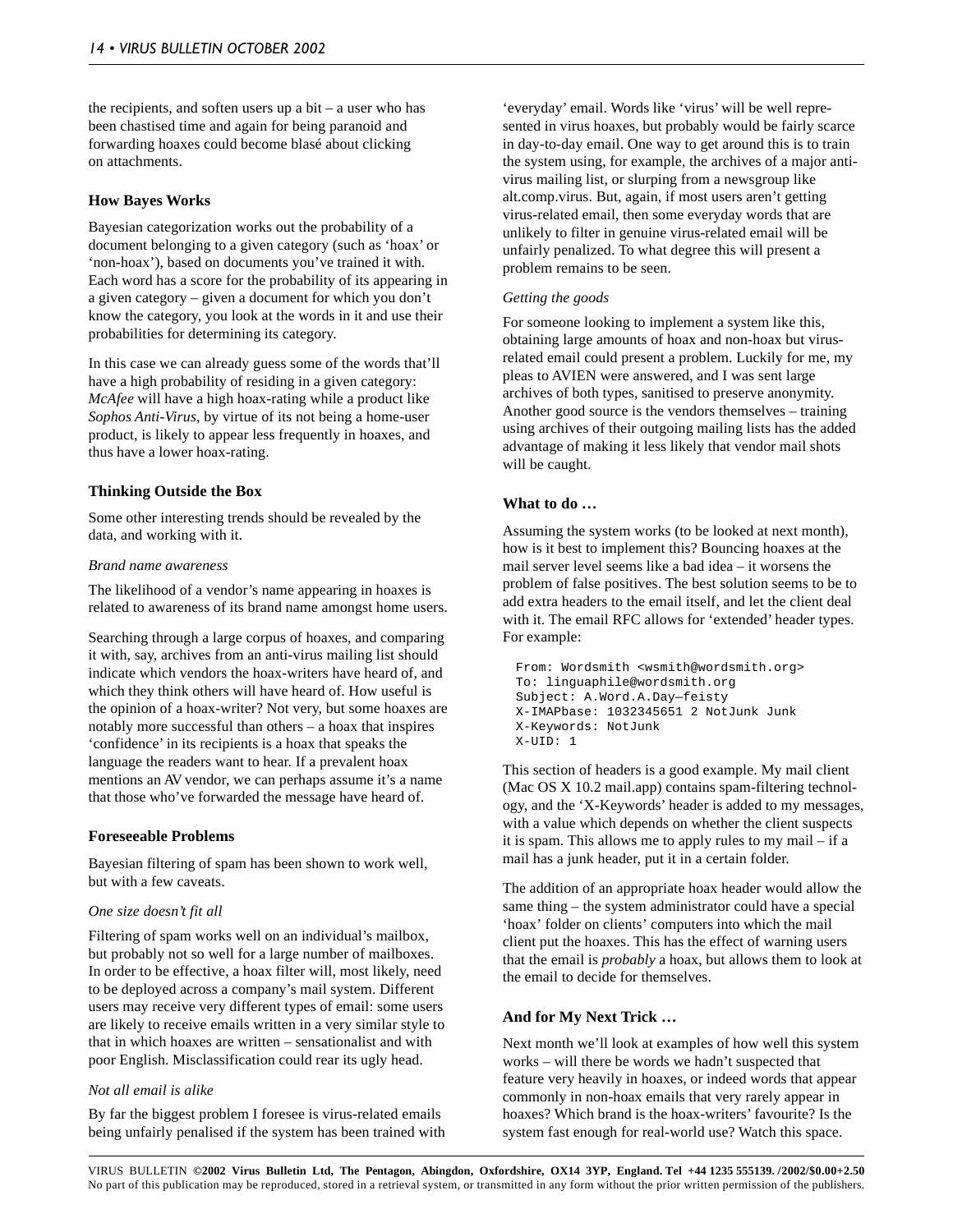the recipients, and soften users up a bit – a user who has been chastised time and again for being paranoid and forwarding hoaxes could become blasé about clicking on attachments.

### How Bayes Works

Bayesian categorization works out the probability of a document belonging to a given category (such as 'hoax' or 'non-hoax'), based on documents you've trained it with. Each word has a score for the probability of its appearing in a given category – given a document for which you don't know the category, you look at the words in it and use their probabilities for determining its category.

In this case we can already guess some of the words that'll have a high probability of residing in a given category: *McAfee* will have a high hoax-rating while a product like *Sophos Anti-Virus*, by virtue of its not being a home-user product, is likely to appear less frequently in hoaxes, and thus have a lower hoax-rating.

### Thinking Outside the Box

Some other interesting trends should be revealed by the data, and working with it.

*Brand name awareness*

The likelihood of a vendor's name appearing in hoaxes is related to awareness of its brand name amongst home users.

Searching through a large corpus of hoaxes, and comparing it with, say, archives from an anti-virus mailing list should indicate which vendors the hoax-writers have heard of, and which they think others will have heard of. How useful is the opinion of a hoax-writer? Not very, but some hoaxes are notably more successful than others – a hoax that inspires 'confidence' in its recipients is a hoax that speaks the language the readers want to hear. If a prevalent hoax mentions an AV vendor, we can perhaps assume it's a name that those who've forwarded the message have heard of.

### Foreseeable Problems

Bayesian filtering of spam has been shown to work well, but with a few caveats.

*One size doesn't fit all*

Filtering of spam works well on an individual's mailbox, but probably not so well for a large number of mailboxes. In order to be effective, a hoax filter will, most likely, need to be deployed across a company's mail system. Different users may receive very different types of email: some users are likely to receive emails written in a very similar style to that in which hoaxes are written – sensationalist and with poor English. Misclassification could rear its ugly head.

*Not all email is alike*

By far the biggest problem I foresee is virus-related emails being unfairly penalised if the system has been trained with 'everyday' email. Words like 'virus' will be well represented in virus hoaxes, but probably would be fairly scarce in day-to-day email. One way to get around this is to train the system using, for example, the archives of a major anti-virus mailing list, or slurping from a newsgroup like alt.comp.virus. But, again, if most users aren't getting virus-related email, then some everyday words that are unlikely to filter in genuine virus-related email will be unfairly penalized. To what degree this will present a problem remains to be seen.

*Getting the goods*

For someone looking to implement a system like this, obtaining large amounts of hoax and non-hoax but virus-related email could present a problem. Luckily for me, my pleas to AVIEN were answered, and I was sent large archives of both types, sanitised to preserve anonymity. Another good source is the vendors themselves – training using archives of their outgoing mailing lists has the added advantage of making it less likely that vendor mail shots will be caught.

### What to do …

Assuming the system works (to be looked at next month), how is it best to implement this? Bouncing hoaxes at the mail server level seems like a bad idea – it worsens the problem of false positives. The best solution seems to be to add extra headers to the email itself, and let the client deal with it. The email RFC allows for 'extended' header types. For example:

```
From: Wordsmith <wsmith@wordsmith.org>
To: linguaphile@wordsmith.org
Subject: A.Word.A.Day—feisty
X-IMAPbase: 1032345651 2 NotJunk Junk
X-Keywords: NotJunk
X-UID: 1
```

This section of headers is a good example. My mail client (Mac OS X 10.2 mail.app) contains spam-filtering technology, and the 'X-Keywords' header is added to my messages, with a value which depends on whether the client suspects it is spam. This allows me to apply rules to my mail – if a mail has a junk header, put it in a certain folder.

The addition of an appropriate hoax header would allow the same thing – the system administrator could have a special 'hoax' folder on clients' computers into which the mail client put the hoaxes. This has the effect of warning users that the email is *probably* a hoax, but allows them to look at the email to decide for themselves.

### And for My Next Trick …

Next month we'll look at examples of how well this system works – will there be words we hadn't suspected that feature very heavily in hoaxes, or indeed words that appear commonly in non-hoax emails that very rarely appear in hoaxes? Which brand is the hoax-writers' favourite? Is the system fast enough for real-world use? Watch this space.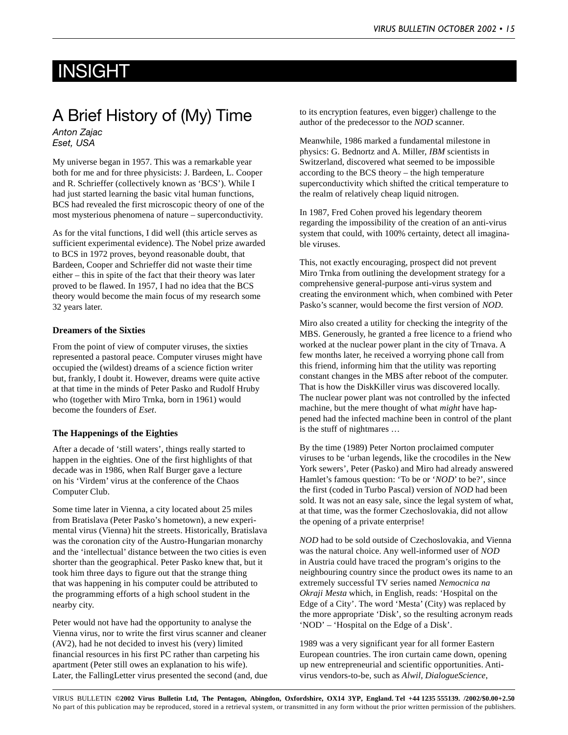# INSIGHT

## A Brief History of (My) Time

*Anton Zajac*
*Eset, USA*

My universe began in 1957. This was a remarkable year both for me and for three physicists: J. Bardeen, L. Cooper and R. Schrieffer (collectively known as 'BCS'). While I had just started learning the basic vital human functions, BCS had revealed the first microscopic theory of one of the most mysterious phenomena of nature – superconductivity.

As for the vital functions, I did well (this article serves as sufficient experimental evidence). The Nobel prize awarded to BCS in 1972 proves, beyond reasonable doubt, that Bardeen, Cooper and Schrieffer did not waste their time either – this in spite of the fact that their theory was later proved to be flawed. In 1957, I had no idea that the BCS theory would become the main focus of my research some 32 years later.

### Dreamers of the Sixties

From the point of view of computer viruses, the sixties represented a pastoral peace. Computer viruses might have occupied the (wildest) dreams of a science fiction writer but, frankly, I doubt it. However, dreams were quite active at that time in the minds of Peter Pasko and Rudolf Hruby who (together with Miro Trnka, born in 1961) would become the founders of *Eset*.

### The Happenings of the Eighties

After a decade of 'still waters', things really started to happen in the eighties. One of the first highlights of that decade was in 1986, when Ralf Burger gave a lecture on his 'Virdem' virus at the conference of the Chaos Computer Club.

Some time later in Vienna, a city located about 25 miles from Bratislava (Peter Pasko's hometown), a new experimental virus (Vienna) hit the streets. Historically, Bratislava was the coronation city of the Austro-Hungarian monarchy and the 'intellectual' distance between the two cities is even shorter than the geographical. Peter Pasko knew that, but it took him three days to figure out that the strange thing that was happening in his computer could be attributed to the programming efforts of a high school student in the nearby city.

Peter would not have had the opportunity to analyse the Vienna virus, nor to write the first virus scanner and cleaner (AV2), had he not decided to invest his (very) limited financial resources in his first PC rather than carpeting his apartment (Peter still owes an explanation to his wife). Later, the FallingLetter virus presented the second (and, due to its encryption features, even bigger) challenge to the author of the predecessor to the *NOD* scanner.

Meanwhile, 1986 marked a fundamental milestone in physics: G. Bednortz and A. Miller, *IBM* scientists in Switzerland, discovered what seemed to be impossible according to the BCS theory – the high temperature superconductivity which shifted the critical temperature to the realm of relatively cheap liquid nitrogen.

In 1987, Fred Cohen proved his legendary theorem regarding the impossibility of the creation of an anti-virus system that could, with 100% certainty, detect all imaginable viruses.

This, not exactly encouraging, prospect did not prevent Miro Trnka from outlining the development strategy for a comprehensive general-purpose anti-virus system and creating the environment which, when combined with Peter Pasko's scanner, would become the first version of *NOD*.

Miro also created a utility for checking the integrity of the MBS. Generously, he granted a free licence to a friend who worked at the nuclear power plant in the city of Trnava. A few months later, he received a worrying phone call from this friend, informing him that the utility was reporting constant changes in the MBS after reboot of the computer. That is how the DiskKiller virus was discovered locally. The nuclear power plant was not controlled by the infected machine, but the mere thought of what *might* have happened had the infected machine been in control of the plant is the stuff of nightmares …

By the time (1989) Peter Norton proclaimed computer viruses to be 'urban legends, like the crocodiles in the New York sewers', Peter (Pasko) and Miro had already answered Hamlet's famous question: 'To be or '*NOD*' to be?', since the first (coded in Turbo Pascal) version of *NOD* had been sold. It was not an easy sale, since the legal system of what, at that time, was the former Czechoslovakia, did not allow the opening of a private enterprise!

*NOD* had to be sold outside of Czechoslovakia, and Vienna was the natural choice. Any well-informed user of *NOD* in Austria could have traced the program's origins to the neighbouring country since the product owes its name to an extremely successful TV series named *Nemocnica na Okraji Mesta* which, in English, reads: 'Hospital on the Edge of a City'. The word 'Mesta' (City) was replaced by the more appropriate 'Disk', so the resulting acronym reads 'NOD' – 'Hospital on the Edge of a Disk'.

1989 was a very significant year for all former Eastern European countries. The iron curtain came down, opening up new entrepreneurial and scientific opportunities. Anti-virus vendors-to-be, such as *Alwil*, *DialogueScience*,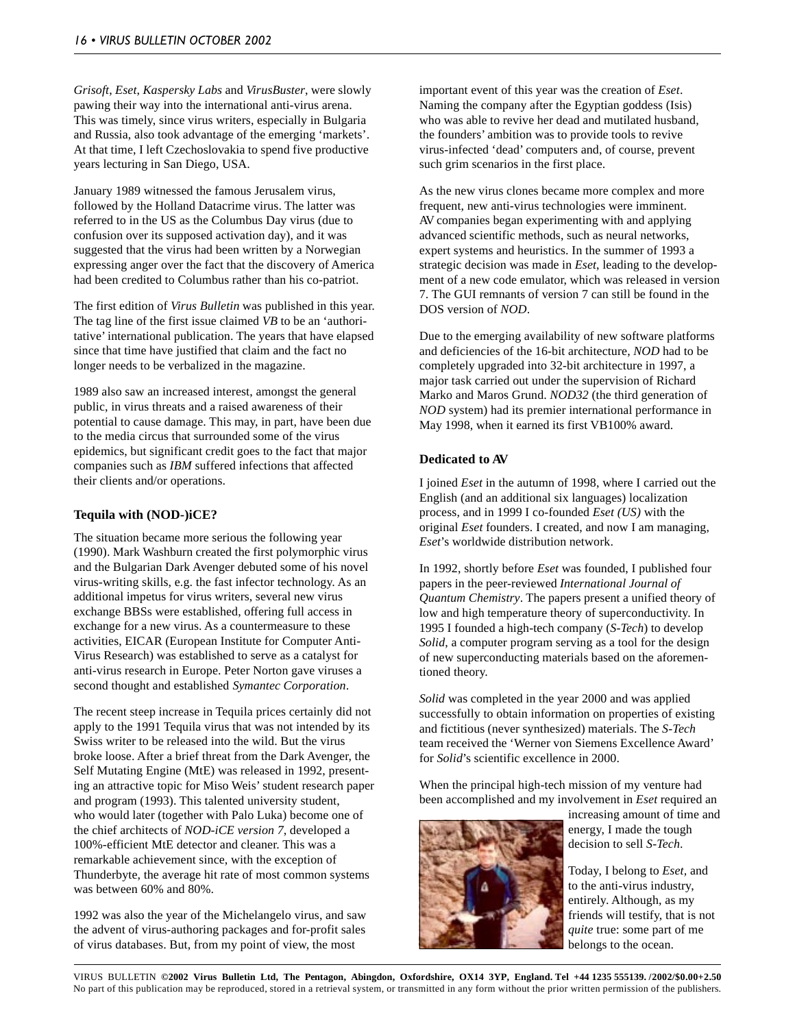*Grisoft*, *Eset*, *Kaspersky Labs* and *VirusBuster*, were slowly pawing their way into the international anti-virus arena. This was timely, since virus writers, especially in Bulgaria and Russia, also took advantage of the emerging 'markets'. At that time, I left Czechoslovakia to spend five productive years lecturing in San Diego, USA.

January 1989 witnessed the famous Jerusalem virus, followed by the Holland Datacrime virus. The latter was referred to in the US as the Columbus Day virus (due to confusion over its supposed activation day), and it was suggested that the virus had been written by a Norwegian expressing anger over the fact that the discovery of America had been credited to Columbus rather than his co-patriot.

The first edition of *Virus Bulletin* was published in this year. The tag line of the first issue claimed *VB* to be an 'authoritative' international publication. The years that have elapsed since that time have justified that claim and the fact no longer needs to be verbalized in the magazine.

1989 also saw an increased interest, amongst the general public, in virus threats and a raised awareness of their potential to cause damage. This may, in part, have been due to the media circus that surrounded some of the virus epidemics, but significant credit goes to the fact that major companies such as *IBM* suffered infections that affected their clients and/or operations.

### Tequila with (NOD-)iCE?

The situation became more serious the following year (1990). Mark Washburn created the first polymorphic virus and the Bulgarian Dark Avenger debuted some of his novel virus-writing skills, e.g. the fast infector technology. As an additional impetus for virus writers, several new virus exchange BBSs were established, offering full access in exchange for a new virus. As a countermeasure to these activities, EICAR (European Institute for Computer Anti-Virus Research) was established to serve as a catalyst for anti-virus research in Europe. Peter Norton gave viruses a second thought and established *Symantec Corporation*.

The recent steep increase in Tequila prices certainly did not apply to the 1991 Tequila virus that was not intended by its Swiss writer to be released into the wild. But the virus broke loose. After a brief threat from the Dark Avenger, the Self Mutating Engine (MtE) was released in 1992, presenting an attractive topic for Miso Weis' student research paper and program (1993). This talented university student, who would later (together with Palo Luka) become one of the chief architects of *NOD-iCE version 7*, developed a 100%-efficient MtE detector and cleaner. This was a remarkable achievement since, with the exception of Thunderbyte, the average hit rate of most common systems was between 60% and 80%.

1992 was also the year of the Michelangelo virus, and saw the advent of virus-authoring packages and for-profit sales of virus databases. But, from my point of view, the most important event of this year was the creation of *Eset*. Naming the company after the Egyptian goddess (Isis) who was able to revive her dead and mutilated husband, the founders' ambition was to provide tools to revive virus-infected 'dead' computers and, of course, prevent such grim scenarios in the first place.

As the new virus clones became more complex and more frequent, new anti-virus technologies were imminent. AV companies began experimenting with and applying advanced scientific methods, such as neural networks, expert systems and heuristics. In the summer of 1993 a strategic decision was made in *Eset*, leading to the development of a new code emulator, which was released in version 7. The GUI remnants of version 7 can still be found in the DOS version of *NOD*.

Due to the emerging availability of new software platforms and deficiencies of the 16-bit architecture, *NOD* had to be completely upgraded into 32-bit architecture in 1997, a major task carried out under the supervision of Richard Marko and Maros Grund. *NOD32* (the third generation of *NOD* system) had its premier international performance in May 1998, when it earned its first VB100% award.

### Dedicated to AV

I joined *Eset* in the autumn of 1998, where I carried out the English (and an additional six languages) localization process, and in 1999 I co-founded *Eset (US)* with the original *Eset* founders. I created, and now I am managing, *Eset*'s worldwide distribution network.

In 1992, shortly before *Eset* was founded, I published four papers in the peer-reviewed *International Journal of Quantum Chemistry*. The papers present a unified theory of low and high temperature theory of superconductivity. In 1995 I founded a high-tech company (*S-Tech*) to develop *Solid*, a computer program serving as a tool for the design of new superconducting materials based on the aforementioned theory.

*Solid* was completed in the year 2000 and was applied successfully to obtain information on properties of existing and fictitious (never synthesized) materials. The *S-Tech* team received the 'Werner von Siemens Excellence Award' for *Solid*'s scientific excellence in 2000.

When the principal high-tech mission of my venture had been accomplished and my involvement in *Eset* required an increasing amount of time and energy, I made the tough decision to sell *S-Tech*.

Today, I belong to *Eset*, and to the anti-virus industry, entirely. Although, as my friends will testify, that is not *quite* true: some part of me belongs to the ocean.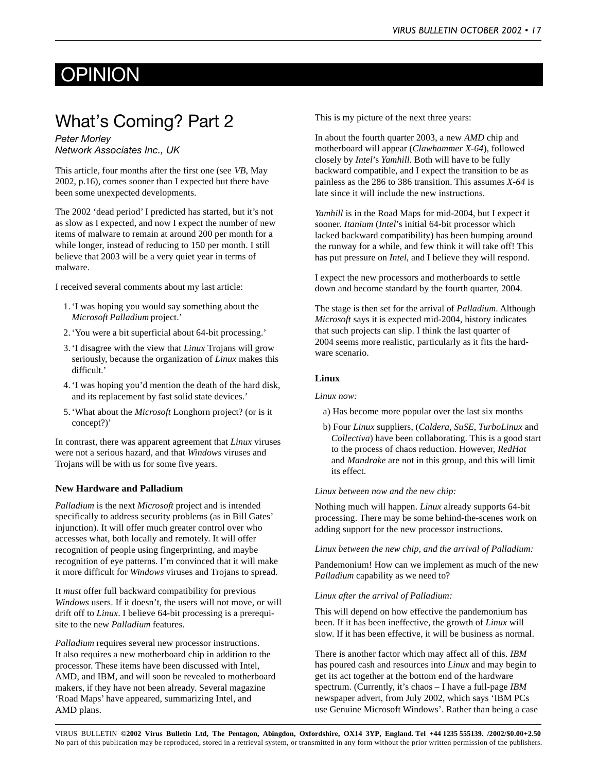# OPINION

## What's Coming? Part 2

*Peter Morley*
*Network Associates Inc., UK*

This article, four months after the first one (see *VB*, May 2002, p.16), comes sooner than I expected but there have been some unexpected developments.

The 2002 'dead period' I predicted has started, but it's not as slow as I expected, and now I expect the number of new items of malware to remain at around 200 per month for a while longer, instead of reducing to 150 per month. I still believe that 2003 will be a very quiet year in terms of malware.

I received several comments about my last article:

1. 'I was hoping you would say something about the *Microsoft Palladium* project.'
2. 'You were a bit superficial about 64-bit processing.'
3. 'I disagree with the view that *Linux* Trojans will grow seriously, because the organization of *Linux* makes this difficult.'
4. 'I was hoping you'd mention the death of the hard disk, and its replacement by fast solid state devices.'
5. 'What about the *Microsoft* Longhorn project? (or is it concept?)'

In contrast, there was apparent agreement that *Linux* viruses were not a serious hazard, and that *Windows* viruses and Trojans will be with us for some five years.

### New Hardware and Palladium

*Palladium* is the next *Microsoft* project and is intended specifically to address security problems (as in Bill Gates' injunction). It will offer much greater control over who accesses what, both locally and remotely. It will offer recognition of people using fingerprinting, and maybe recognition of eye patterns. I'm convinced that it will make it more difficult for *Windows* viruses and Trojans to spread.

It *must* offer full backward compatibility for previous *Windows* users. If it doesn't, the users will not move, or will drift off to *Linux*. I believe 64-bit processing is a prerequisite to the new *Palladium* features.

*Palladium* requires several new processor instructions. It also requires a new motherboard chip in addition to the processor. These items have been discussed with Intel, AMD, and IBM, and will soon be revealed to motherboard makers, if they have not been already. Several magazine 'Road Maps' have appeared, summarizing Intel, and AMD plans.

This is my picture of the next three years:

In about the fourth quarter 2003, a new *AMD* chip and motherboard will appear (*Clawhammer X-64*), followed closely by *Intel*'s *Yamhill*. Both will have to be fully backward compatible, and I expect the transition to be as painless as the 286 to 386 transition. This assumes *X-64* is late since it will include the new instructions.

*Yamhill* is in the Road Maps for mid-2004, but I expect it sooner. *Itanium* (*Intel*'s initial 64-bit processor which lacked backward compatibility) has been bumping around the runway for a while, and few think it will take off! This has put pressure on *Intel*, and I believe they will respond.

I expect the new processors and motherboards to settle down and become standard by the fourth quarter, 2004.

The stage is then set for the arrival of *Palladium*. Although *Microsoft* says it is expected mid-2004, history indicates that such projects can slip. I think the last quarter of 2004 seems more realistic, particularly as it fits the hardware scenario.

### Linux

*Linux now:*

a) Has become more popular over the last six months

b) Four *Linux* suppliers, (*Caldera*, *SuSE*, *TurboLinux* and *Collectiva*) have been collaborating. This is a good start to the process of chaos reduction. However, *RedHat* and *Mandrake* are not in this group, and this will limit its effect.

*Linux between now and the new chip:*

Nothing much will happen. *Linux* already supports 64-bit processing. There may be some behind-the-scenes work on adding support for the new processor instructions.

*Linux between the new chip, and the arrival of Palladium:*

Pandemonium! How can we implement as much of the new *Palladium* capability as we need to?

*Linux after the arrival of Palladium:*

This will depend on how effective the pandemonium has been. If it has been ineffective, the growth of *Linux* will slow. If it has been effective, it will be business as normal.

There is another factor which may affect all of this. *IBM* has poured cash and resources into *Linux* and may begin to get its act together at the bottom end of the hardware spectrum. (Currently, it's chaos – I have a full-page *IBM* newspaper advert, from July 2002, which says 'IBM PCs use Genuine Microsoft Windows'. Rather than being a case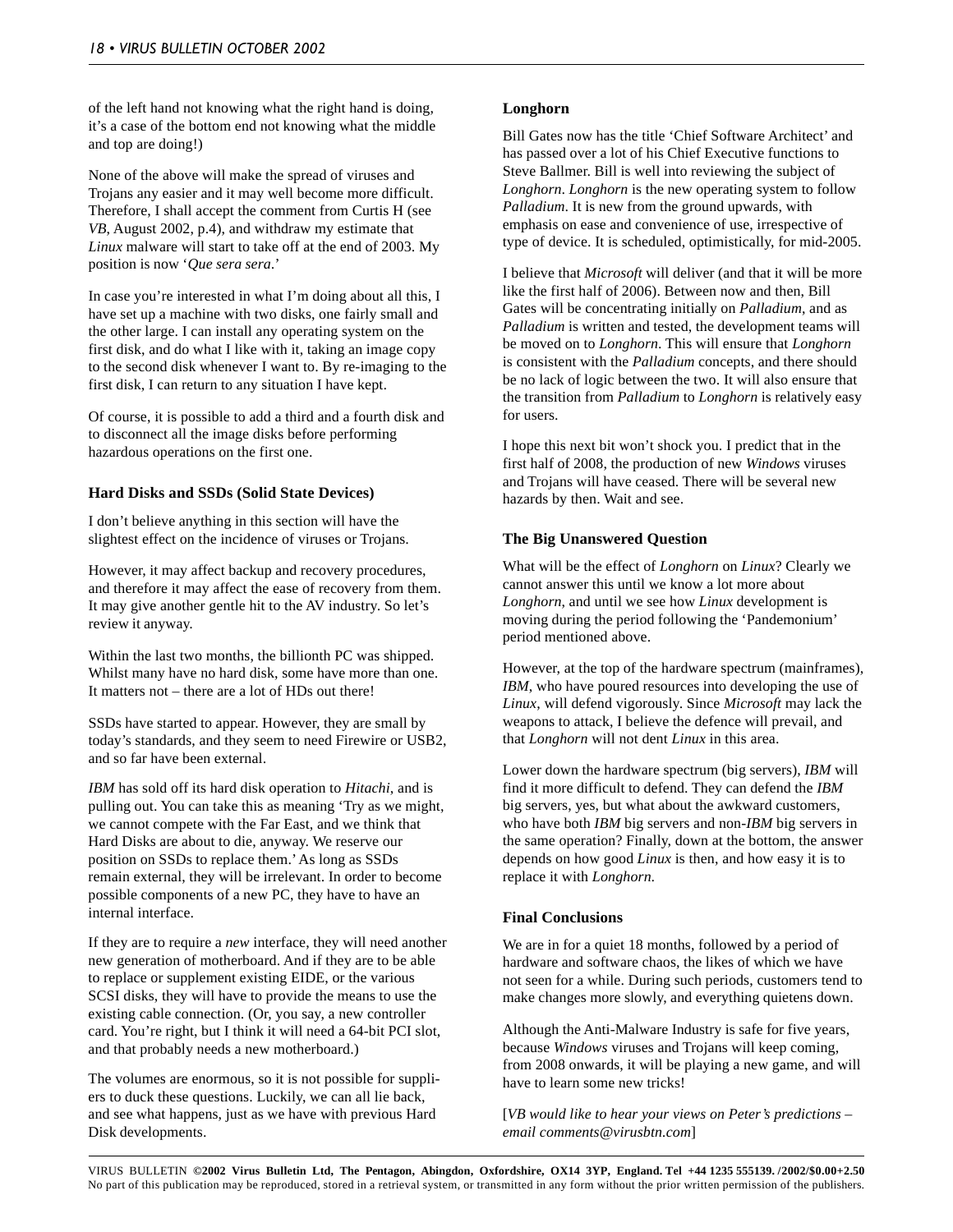of the left hand not knowing what the right hand is doing, it's a case of the bottom end not knowing what the middle and top are doing!)

None of the above will make the spread of viruses and Trojans any easier and it may well become more difficult. Therefore, I shall accept the comment from Curtis H (see *VB*, August 2002, p.4), and withdraw my estimate that *Linux* malware will start to take off at the end of 2003. My position is now '*Que sera sera*.'

In case you're interested in what I'm doing about all this, I have set up a machine with two disks, one fairly small and the other large. I can install any operating system on the first disk, and do what I like with it, taking an image copy to the second disk whenever I want to. By re-imaging to the first disk, I can return to any situation I have kept.

Of course, it is possible to add a third and a fourth disk and to disconnect all the image disks before performing hazardous operations on the first one.

### Hard Disks and SSDs (Solid State Devices)

I don't believe anything in this section will have the slightest effect on the incidence of viruses or Trojans.

However, it may affect backup and recovery procedures, and therefore it may affect the ease of recovery from them. It may give another gentle hit to the AV industry. So let's review it anyway.

Within the last two months, the billionth PC was shipped. Whilst many have no hard disk, some have more than one. It matters not – there are a lot of HDs out there!

SSDs have started to appear. However, they are small by today's standards, and they seem to need Firewire or USB2, and so far have been external.

*IBM* has sold off its hard disk operation to *Hitachi*, and is pulling out. You can take this as meaning 'Try as we might, we cannot compete with the Far East, and we think that Hard Disks are about to die, anyway. We reserve our position on SSDs to replace them.' As long as SSDs remain external, they will be irrelevant. In order to become possible components of a new PC, they have to have an internal interface.

If they are to require a *new* interface, they will need another new generation of motherboard. And if they are to be able to replace or supplement existing EIDE, or the various SCSI disks, they will have to provide the means to use the existing cable connection. (Or, you say, a new controller card. You're right, but I think it will need a 64-bit PCI slot, and that probably needs a new motherboard.)

The volumes are enormous, so it is not possible for suppliers to duck these questions. Luckily, we can all lie back, and see what happens, just as we have with previous Hard Disk developments.

### Longhorn

Bill Gates now has the title 'Chief Software Architect' and has passed over a lot of his Chief Executive functions to Steve Ballmer. Bill is well into reviewing the subject of *Longhorn*. *Longhorn* is the new operating system to follow *Palladium*. It is new from the ground upwards, with emphasis on ease and convenience of use, irrespective of type of device. It is scheduled, optimistically, for mid-2005.

I believe that *Microsoft* will deliver (and that it will be more like the first half of 2006). Between now and then, Bill Gates will be concentrating initially on *Palladium*, and as *Palladium* is written and tested, the development teams will be moved on to *Longhorn*. This will ensure that *Longhorn* is consistent with the *Palladium* concepts, and there should be no lack of logic between the two. It will also ensure that the transition from *Palladium* to *Longhorn* is relatively easy for users.

I hope this next bit won't shock you. I predict that in the first half of 2008, the production of new *Windows* viruses and Trojans will have ceased. There will be several new hazards by then. Wait and see.

### The Big Unanswered Question

What will be the effect of *Longhorn* on *Linux*? Clearly we cannot answer this until we know a lot more about *Longhorn*, and until we see how *Linux* development is moving during the period following the 'Pandemonium' period mentioned above.

However, at the top of the hardware spectrum (mainframes), *IBM*, who have poured resources into developing the use of *Linux*, will defend vigorously. Since *Microsoft* may lack the weapons to attack, I believe the defence will prevail, and that *Longhorn* will not dent *Linux* in this area.

Lower down the hardware spectrum (big servers), *IBM* will find it more difficult to defend. They can defend the *IBM* big servers, yes, but what about the awkward customers, who have both *IBM* big servers and non-*IBM* big servers in the same operation? Finally, down at the bottom, the answer depends on how good *Linux* is then, and how easy it is to replace it with *Longhorn*.

### Final Conclusions

We are in for a quiet 18 months, followed by a period of hardware and software chaos, the likes of which we have not seen for a while. During such periods, customers tend to make changes more slowly, and everything quietens down.

Although the Anti-Malware Industry is safe for five years, because *Windows* viruses and Trojans will keep coming, from 2008 onwards, it will be playing a new game, and will have to learn some new tricks!

[*VB would like to hear your views on Peter's predictions – email comments@virusbtn.com*]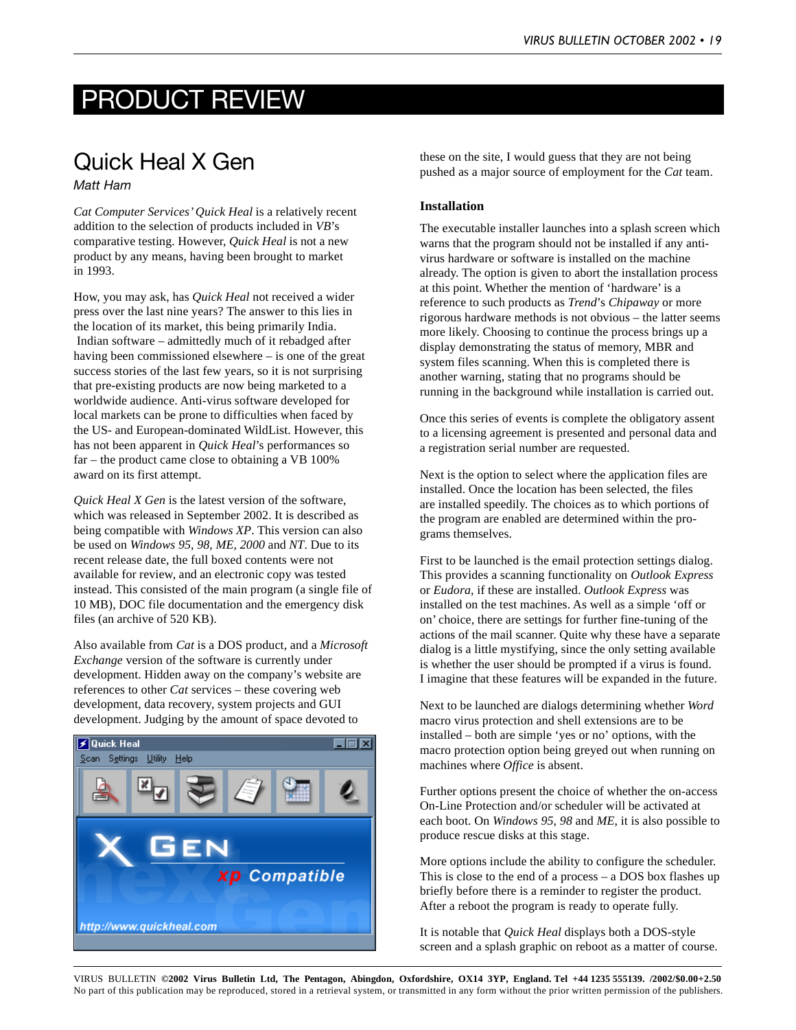# PRODUCT REVIEW

## Quick Heal X Gen

*Matt Ham*

*Cat Computer Services' Quick Heal* is a relatively recent addition to the selection of products included in *VB*'s comparative testing. However, *Quick Heal* is not a new product by any means, having been brought to market in 1993.

How, you may ask, has *Quick Heal* not received a wider press over the last nine years? The answer to this lies in the location of its market, this being primarily India. Indian software – admittedly much of it rebadged after having been commissioned elsewhere – is one of the great success stories of the last few years, so it is not surprising that pre-existing products are now being marketed to a worldwide audience. Anti-virus software developed for local markets can be prone to difficulties when faced by the US- and European-dominated WildList. However, this has not been apparent in *Quick Heal*'s performances so far – the product came close to obtaining a VB 100% award on its first attempt.

*Quick Heal X Gen* is the latest version of the software, which was released in September 2002. It is described as being compatible with *Windows XP*. This version can also be used on *Windows 95*, *98*, *ME*, *2000* and *NT*. Due to its recent release date, the full boxed contents were not available for review, and an electronic copy was tested instead. This consisted of the main program (a single file of 10 MB), DOC file documentation and the emergency disk files (an archive of 520 KB).

Also available from *Cat* is a DOS product, and a *Microsoft Exchange* version of the software is currently under development. Hidden away on the company's website are references to other *Cat* services – these covering web development, data recovery, system projects and GUI development. Judging by the amount of space devoted to these on the site, I would guess that they are not being pushed as a major source of employment for the *Cat* team.

### Installation

The executable installer launches into a splash screen which warns that the program should not be installed if any anti-virus hardware or software is installed on the machine already. The option is given to abort the installation process at this point. Whether the mention of 'hardware' is a reference to such products as *Trend*'s *Chipaway* or more rigorous hardware methods is not obvious – the latter seems more likely. Choosing to continue the process brings up a display demonstrating the status of memory, MBR and system files scanning. When this is completed there is another warning, stating that no programs should be running in the background while installation is carried out.

Once this series of events is complete the obligatory assent to a licensing agreement is presented and personal data and a registration serial number are requested.

Next is the option to select where the application files are installed. Once the location has been selected, the files are installed speedily. The choices as to which portions of the program are enabled are determined within the programs themselves.

First to be launched is the email protection settings dialog. This provides a scanning functionality on *Outlook Express* or *Eudora*, if these are installed. *Outlook Express* was installed on the test machines. As well as a simple 'off or on' choice, there are settings for further fine-tuning of the actions of the mail scanner. Quite why these have a separate dialog is a little mystifying, since the only setting available is whether the user should be prompted if a virus is found. I imagine that these features will be expanded in the future.

Next to be launched are dialogs determining whether *Word* macro virus protection and shell extensions are to be installed – both are simple 'yes or no' options, with the macro protection option being greyed out when running on machines where *Office* is absent.

Further options present the choice of whether the on-access On-Line Protection and/or scheduler will be activated at each boot. On *Windows 95*, *98* and *ME*, it is also possible to produce rescue disks at this stage.

More options include the ability to configure the scheduler. This is close to the end of a process – a DOS box flashes up briefly before there is a reminder to register the product. After a reboot the program is ready to operate fully.

It is notable that *Quick Heal* displays both a DOS-style screen and a splash graphic on reboot as a matter of course.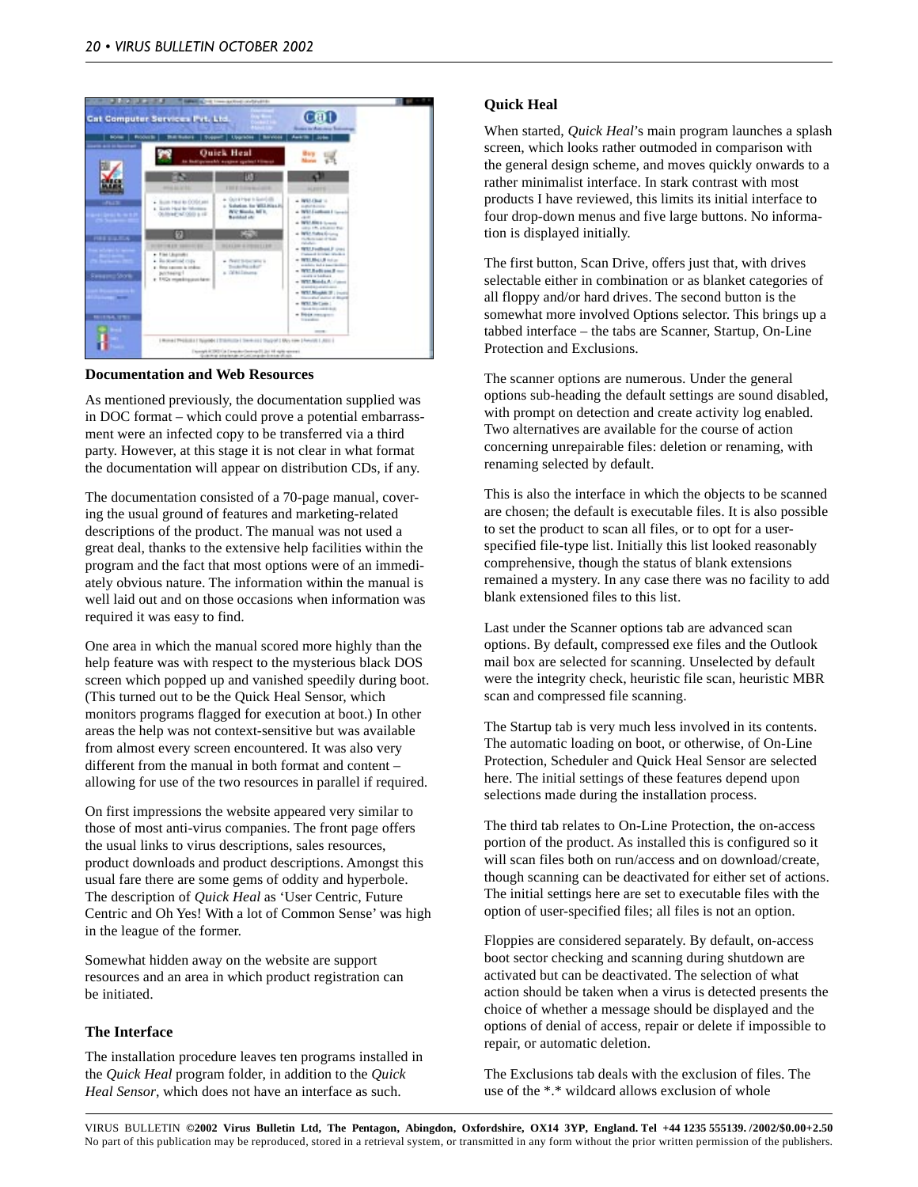## Documentation and Web Resources

As mentioned previously, the documentation supplied was in DOC format – which could prove a potential embarrassment were an infected copy to be transferred via a third party. However, at this stage it is not clear in what format the documentation will appear on distribution CDs, if any.

The documentation consisted of a 70-page manual, covering the usual ground of features and marketing-related descriptions of the product. The manual was not used a great deal, thanks to the extensive help facilities within the program and the fact that most options were of an immediately obvious nature. The information within the manual is well laid out and on those occasions when information was required it was easy to find.

One area in which the manual scored more highly than the help feature was with respect to the mysterious black DOS screen which popped up and vanished speedily during boot. (This turned out to be the Quick Heal Sensor, which monitors programs flagged for execution at boot.) In other areas the help was not context-sensitive but was available from almost every screen encountered. It was also very different from the manual in both format and content – allowing for use of the two resources in parallel if required.

On first impressions the website appeared very similar to those of most anti-virus companies. The front page offers the usual links to virus descriptions, sales resources, product downloads and product descriptions. Amongst this usual fare there are some gems of oddity and hyperbole. The description of *Quick Heal* as 'User Centric, Future Centric and Oh Yes! With a lot of Common Sense' was high in the league of the former.

Somewhat hidden away on the website are support resources and an area in which product registration can be initiated.

## The Interface

The installation procedure leaves ten programs installed in the *Quick Heal* program folder, in addition to the *Quick Heal Sensor*, which does not have an interface as such.

## Quick Heal

When started, *Quick Heal*'s main program launches a splash screen, which looks rather outmoded in comparison with the general design scheme, and moves quickly onwards to a rather minimalist interface. In stark contrast with most products I have reviewed, this limits its initial interface to four drop-down menus and five large buttons. No information is displayed initially.

The first button, Scan Drive, offers just that, with drives selectable either in combination or as blanket categories of all floppy and/or hard drives. The second button is the somewhat more involved Options selector. This brings up a tabbed interface – the tabs are Scanner, Startup, On-Line Protection and Exclusions.

The scanner options are numerous. Under the general options sub-heading the default settings are sound disabled, with prompt on detection and create activity log enabled. Two alternatives are available for the course of action concerning unrepairable files: deletion or renaming, with renaming selected by default.

This is also the interface in which the objects to be scanned are chosen; the default is executable files. It is also possible to set the product to scan all files, or to opt for a user-specified file-type list. Initially this list looked reasonably comprehensive, though the status of blank extensions remained a mystery. In any case there was no facility to add blank extensioned files to this list.

Last under the Scanner options tab are advanced scan options. By default, compressed exe files and the Outlook mail box are selected for scanning. Unselected by default were the integrity check, heuristic file scan, heuristic MBR scan and compressed file scanning.

The Startup tab is very much less involved in its contents. The automatic loading on boot, or otherwise, of On-Line Protection, Scheduler and Quick Heal Sensor are selected here. The initial settings of these features depend upon selections made during the installation process.

The third tab relates to On-Line Protection, the on-access portion of the product. As installed this is configured so it will scan files both on run/access and on download/create, though scanning can be deactivated for either set of actions. The initial settings here are set to executable files with the option of user-specified files; all files is not an option.

Floppies are considered separately. By default, on-access boot sector checking and scanning during shutdown are activated but can be deactivated. The selection of what action should be taken when a virus is detected presents the choice of whether a message should be displayed and the options of denial of access, repair or delete if impossible to repair, or automatic deletion.

The Exclusions tab deals with the exclusion of files. The use of the *.* wildcard allows exclusion of whole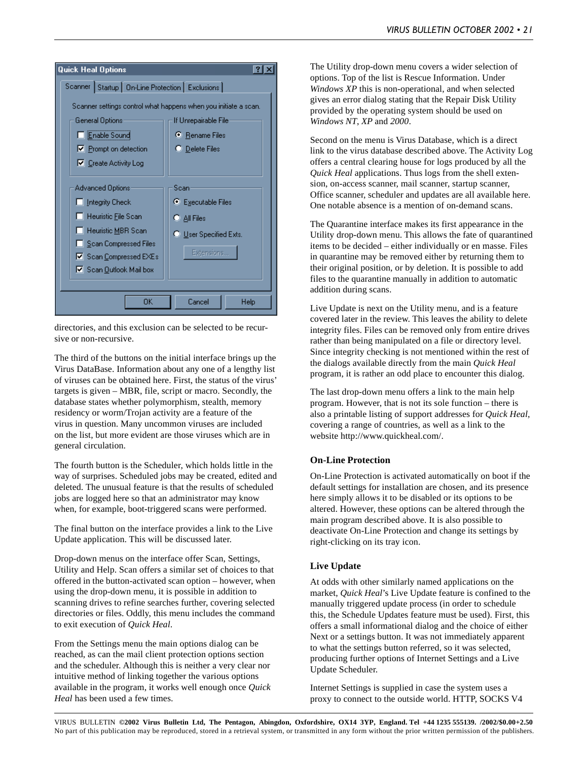directories, and this exclusion can be selected to be recursive or non-recursive.

The third of the buttons on the initial interface brings up the Virus DataBase. Information about any one of a lengthy list of viruses can be obtained here. First, the status of the virus' targets is given – MBR, file, script or macro. Secondly, the database states whether polymorphism, stealth, memory residency or worm/Trojan activity are a feature of the virus in question. Many uncommon viruses are included on the list, but more evident are those viruses which are in general circulation.

The fourth button is the Scheduler, which holds little in the way of surprises. Scheduled jobs may be created, edited and deleted. The unusual feature is that the results of scheduled jobs are logged here so that an administrator may know when, for example, boot-triggered scans were performed.

The final button on the interface provides a link to the Live Update application. This will be discussed later.

Drop-down menus on the interface offer Scan, Settings, Utility and Help. Scan offers a similar set of choices to that offered in the button-activated scan option – however, when using the drop-down menu, it is possible in addition to scanning drives to refine searches further, covering selected directories or files. Oddly, this menu includes the command to exit execution of *Quick Heal*.

From the Settings menu the main options dialog can be reached, as can the mail client protection options section and the scheduler. Although this is neither a very clear nor intuitive method of linking together the various options available in the program, it works well enough once *Quick Heal* has been used a few times.

The Utility drop-down menu covers a wider selection of options. Top of the list is Rescue Information. Under *Windows XP* this is non-operational, and when selected gives an error dialog stating that the Repair Disk Utility provided by the operating system should be used on *Windows NT*, *XP* and *2000*.

Second on the menu is Virus Database, which is a direct link to the virus database described above. The Activity Log offers a central clearing house for logs produced by all the *Quick Heal* applications. Thus logs from the shell extension, on-access scanner, mail scanner, startup scanner, Office scanner, scheduler and updates are all available here. One notable absence is a mention of on-demand scans.

The Quarantine interface makes its first appearance in the Utility drop-down menu. This allows the fate of quarantined items to be decided – either individually or en masse. Files in quarantine may be removed either by returning them to their original position, or by deletion. It is possible to add files to the quarantine manually in addition to automatic addition during scans.

Live Update is next on the Utility menu, and is a feature covered later in the review. This leaves the ability to delete integrity files. Files can be removed only from entire drives rather than being manipulated on a file or directory level. Since integrity checking is not mentioned within the rest of the dialogs available directly from the main *Quick Heal* program, it is rather an odd place to encounter this dialog.

The last drop-down menu offers a link to the main help program. However, that is not its sole function – there is also a printable listing of support addresses for *Quick Heal*, covering a range of countries, as well as a link to the website http://www.quickheal.com/.

### On-Line Protection

On-Line Protection is activated automatically on boot if the default settings for installation are chosen, and its presence here simply allows it to be disabled or its options to be altered. However, these options can be altered through the main program described above. It is also possible to deactivate On-Line Protection and change its settings by right-clicking on its tray icon.

### Live Update

At odds with other similarly named applications on the market, *Quick Heal*'s Live Update feature is confined to the manually triggered update process (in order to schedule this, the Schedule Updates feature must be used). First, this offers a small informational dialog and the choice of either Next or a settings button. It was not immediately apparent to what the settings button referred, so it was selected, producing further options of Internet Settings and a Live Update Scheduler.

Internet Settings is supplied in case the system uses a proxy to connect to the outside world. HTTP, SOCKS V4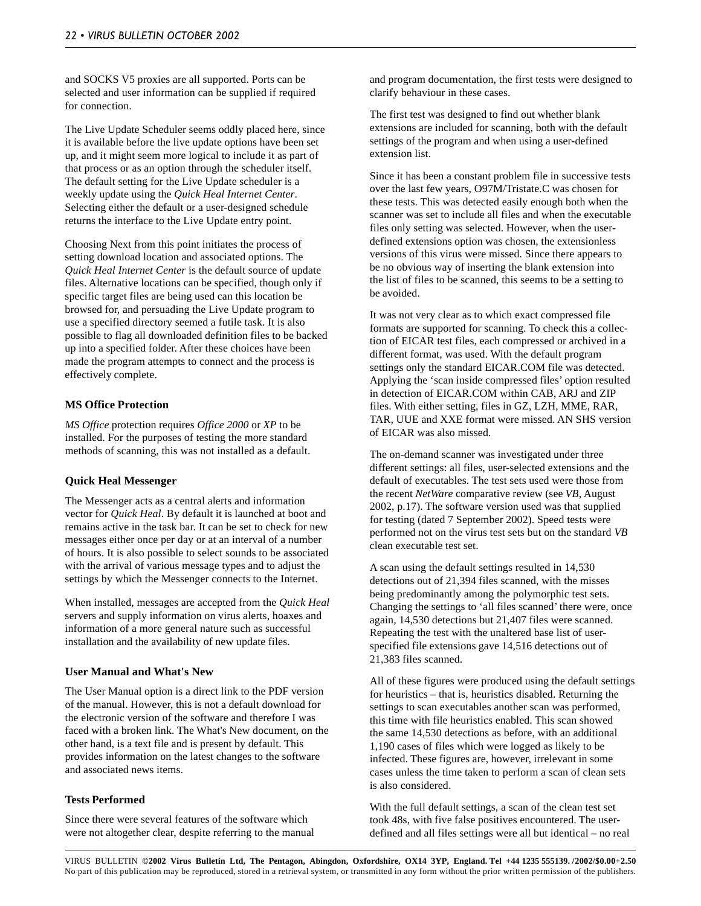and SOCKS V5 proxies are all supported. Ports can be selected and user information can be supplied if required for connection.

The Live Update Scheduler seems oddly placed here, since it is available before the live update options have been set up, and it might seem more logical to include it as part of that process or as an option through the scheduler itself. The default setting for the Live Update scheduler is a weekly update using the *Quick Heal Internet Center*. Selecting either the default or a user-designed schedule returns the interface to the Live Update entry point.

Choosing Next from this point initiates the process of setting download location and associated options. The *Quick Heal Internet Center* is the default source of update files. Alternative locations can be specified, though only if specific target files are being used can this location be browsed for, and persuading the Live Update program to use a specified directory seemed a futile task. It is also possible to flag all downloaded definition files to be backed up into a specified folder. After these choices have been made the program attempts to connect and the process is effectively complete.

### MS Office Protection

*MS Office* protection requires *Office 2000* or *XP* to be installed. For the purposes of testing the more standard methods of scanning, this was not installed as a default.

### Quick Heal Messenger

The Messenger acts as a central alerts and information vector for *Quick Heal*. By default it is launched at boot and remains active in the task bar. It can be set to check for new messages either once per day or at an interval of a number of hours. It is also possible to select sounds to be associated with the arrival of various message types and to adjust the settings by which the Messenger connects to the Internet.

When installed, messages are accepted from the *Quick Heal* servers and supply information on virus alerts, hoaxes and information of a more general nature such as successful installation and the availability of new update files.

### User Manual and What's New

The User Manual option is a direct link to the PDF version of the manual. However, this is not a default download for the electronic version of the software and therefore I was faced with a broken link. The What's New document, on the other hand, is a text file and is present by default. This provides information on the latest changes to the software and associated news items.

### Tests Performed

Since there were several features of the software which were not altogether clear, despite referring to the manual and program documentation, the first tests were designed to clarify behaviour in these cases.

The first test was designed to find out whether blank extensions are included for scanning, both with the default settings of the program and when using a user-defined extension list.

Since it has been a constant problem file in successive tests over the last few years, O97M/Tristate.C was chosen for these tests. This was detected easily enough both when the scanner was set to include all files and when the executable files only setting was selected. However, when the user-defined extensions option was chosen, the extensionless versions of this virus were missed. Since there appears to be no obvious way of inserting the blank extension into the list of files to be scanned, this seems to be a setting to be avoided.

It was not very clear as to which exact compressed file formats are supported for scanning. To check this a collection of EICAR test files, each compressed or archived in a different format, was used. With the default program settings only the standard EICAR.COM file was detected. Applying the 'scan inside compressed files' option resulted in detection of EICAR.COM within CAB, ARJ and ZIP files. With either setting, files in GZ, LZH, MME, RAR, TAR, UUE and XXE format were missed. AN SHS version of EICAR was also missed.

The on-demand scanner was investigated under three different settings: all files, user-selected extensions and the default of executables. The test sets used were those from the recent *NetWare* comparative review (see *VB*, August 2002, p.17). The software version used was that supplied for testing (dated 7 September 2002). Speed tests were performed not on the virus test sets but on the standard *VB* clean executable test set.

A scan using the default settings resulted in 14,530 detections out of 21,394 files scanned, with the misses being predominantly among the polymorphic test sets. Changing the settings to 'all files scanned' there were, once again, 14,530 detections but 21,407 files were scanned. Repeating the test with the unaltered base list of user-specified file extensions gave 14,516 detections out of 21,383 files scanned.

All of these figures were produced using the default settings for heuristics – that is, heuristics disabled. Returning the settings to scan executables another scan was performed, this time with file heuristics enabled. This scan showed the same 14,530 detections as before, with an additional 1,190 cases of files which were logged as likely to be infected. These figures are, however, irrelevant in some cases unless the time taken to perform a scan of clean sets is also considered.

With the full default settings, a scan of the clean test set took 48s, with five false positives encountered. The user-defined and all files settings were all but identical – no real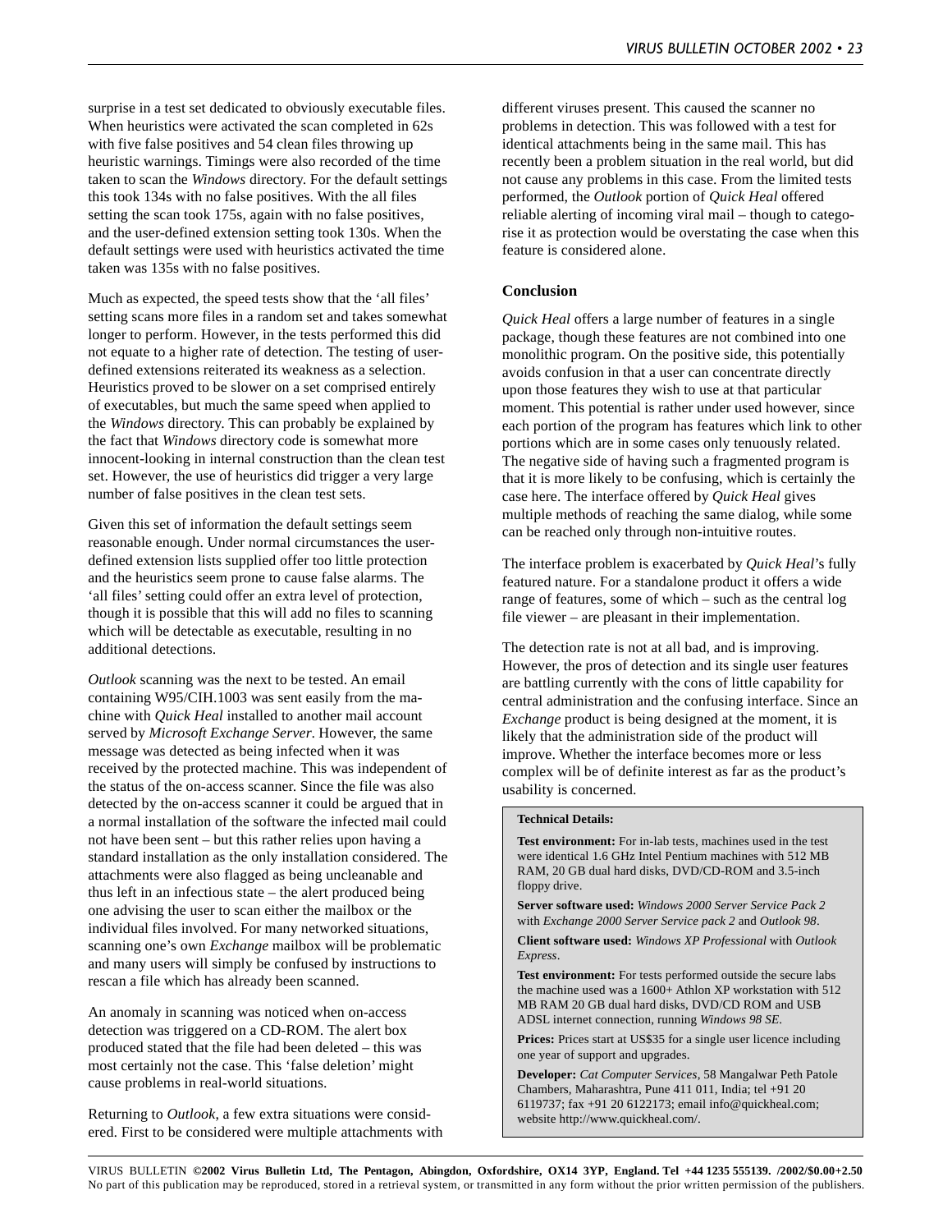surprise in a test set dedicated to obviously executable files. When heuristics were activated the scan completed in 62s with five false positives and 54 clean files throwing up heuristic warnings. Timings were also recorded of the time taken to scan the *Windows* directory. For the default settings this took 134s with no false positives. With the all files setting the scan took 175s, again with no false positives, and the user-defined extension setting took 130s. When the default settings were used with heuristics activated the time taken was 135s with no false positives.

Much as expected, the speed tests show that the 'all files' setting scans more files in a random set and takes somewhat longer to perform. However, in the tests performed this did not equate to a higher rate of detection. The testing of user-defined extensions reiterated its weakness as a selection. Heuristics proved to be slower on a set comprised entirely of executables, but much the same speed when applied to the *Windows* directory. This can probably be explained by the fact that *Windows* directory code is somewhat more innocent-looking in internal construction than the clean test set. However, the use of heuristics did trigger a very large number of false positives in the clean test sets.

Given this set of information the default settings seem reasonable enough. Under normal circumstances the user-defined extension lists supplied offer too little protection and the heuristics seem prone to cause false alarms. The 'all files' setting could offer an extra level of protection, though it is possible that this will add no files to scanning which will be detectable as executable, resulting in no additional detections.

*Outlook* scanning was the next to be tested. An email containing W95/CIH.1003 was sent easily from the machine with *Quick Heal* installed to another mail account served by *Microsoft Exchange Server*. However, the same message was detected as being infected when it was received by the protected machine. This was independent of the status of the on-access scanner. Since the file was also detected by the on-access scanner it could be argued that in a normal installation of the software the infected mail could not have been sent – but this rather relies upon having a standard installation as the only installation considered. The attachments were also flagged as being uncleanable and thus left in an infectious state – the alert produced being one advising the user to scan either the mailbox or the individual files involved. For many networked situations, scanning one's own *Exchange* mailbox will be problematic and many users will simply be confused by instructions to rescan a file which has already been scanned.

An anomaly in scanning was noticed when on-access detection was triggered on a CD-ROM. The alert box produced stated that the file had been deleted – this was most certainly not the case. This 'false deletion' might cause problems in real-world situations.

Returning to *Outlook*, a few extra situations were considered. First to be considered were multiple attachments with different viruses present. This caused the scanner no problems in detection. This was followed with a test for identical attachments being in the same mail. This has recently been a problem situation in the real world, but did not cause any problems in this case. From the limited tests performed, the *Outlook* portion of *Quick Heal* offered reliable alerting of incoming viral mail – though to categorise it as protection would be overstating the case when this feature is considered alone.

### Conclusion

*Quick Heal* offers a large number of features in a single package, though these features are not combined into one monolithic program. On the positive side, this potentially avoids confusion in that a user can concentrate directly upon those features they wish to use at that particular moment. This potential is rather under used however, since each portion of the program has features which link to other portions which are in some cases only tenuously related. The negative side of having such a fragmented program is that it is more likely to be confusing, which is certainly the case here. The interface offered by *Quick Heal* gives multiple methods of reaching the same dialog, while some can be reached only through non-intuitive routes.

The interface problem is exacerbated by *Quick Heal*'s fully featured nature. For a standalone product it offers a wide range of features, some of which – such as the central log file viewer – are pleasant in their implementation.

The detection rate is not at all bad, and is improving. However, the pros of detection and its single user features are battling currently with the cons of little capability for central administration and the confusing interface. Since an *Exchange* product is being designed at the moment, it is likely that the administration side of the product will improve. Whether the interface becomes more or less complex will be of definite interest as far as the product's usability is concerned.

**Technical Details:**

**Test environment:** For in-lab tests, machines used in the test were identical 1.6 GHz Intel Pentium machines with 512 MB RAM, 20 GB dual hard disks, DVD/CD-ROM and 3.5-inch floppy drive.

**Server software used:** *Windows 2000 Server Service Pack 2* with *Exchange 2000 Server Service pack 2* and *Outlook 98*.

**Client software used:** *Windows XP Professional* with *Outlook Express*.

**Test environment:** For tests performed outside the secure labs the machine used was a 1600+ Athlon XP workstation with 512 MB RAM 20 GB dual hard disks, DVD/CD ROM and USB ADSL internet connection, running *Windows 98 SE*.

**Prices:** Prices start at US$35 for a single user licence including one year of support and upgrades.

**Developer:** *Cat Computer Services*, 58 Mangalwar Peth Patole Chambers, Maharashtra, Pune 411 011, India; tel +91 20 6119737; fax +91 20 6122173; email info@quickheal.com; website http://www.quickheal.com/.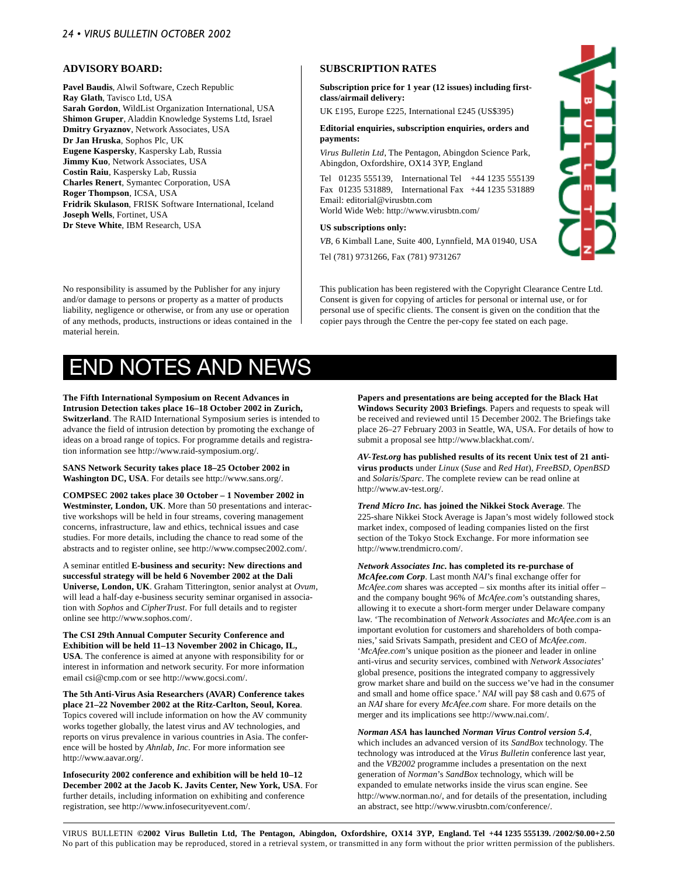## ADVISORY BOARD:

**Pavel Baudis**, Alwil Software, Czech Republic
**Ray Glath**, Tavisco Ltd, USA
**Sarah Gordon**, WildList Organization International, USA
**Shimon Gruper**, Aladdin Knowledge Systems Ltd, Israel
**Dmitry Gryaznov**, Network Associates, USA
**Dr Jan Hruska**, Sophos Plc, UK
**Eugene Kaspersky**, Kaspersky Lab, Russia
**Jimmy Kuo**, Network Associates, USA
**Costin Raiu**, Kaspersky Lab, Russia
**Charles Renert**, Symantec Corporation, USA
**Roger Thompson**, ICSA, USA
**Fridrik Skulason**, FRISK Software International, Iceland
**Joseph Wells**, Fortinet, USA
**Dr Steve White**, IBM Research, USA

No responsibility is assumed by the Publisher for any injury and/or damage to persons or property as a matter of products liability, negligence or otherwise, or from any use or operation of any methods, products, instructions or ideas contained in the material herein.

## SUBSCRIPTION RATES

**Subscription price for 1 year (12 issues) including first-class/airmail delivery:**

UK £195, Europe £225, International £245 (US$395)

**Editorial enquiries, subscription enquiries, orders and payments:**

*Virus Bulletin Ltd*, The Pentagon, Abingdon Science Park, Abingdon, Oxfordshire, OX14 3YP, England

Tel 01235 555139, International Tel +44 1235 555139
Fax 01235 531889, International Fax +44 1235 531889
Email: editorial@virusbtn.com
World Wide Web: http://www.virusbtn.com/

**US subscriptions only:**

*VB*, 6 Kimball Lane, Suite 400, Lynnfield, MA 01940, USA

Tel (781) 9731266, Fax (781) 9731267

This publication has been registered with the Copyright Clearance Centre Ltd. Consent is given for copying of articles for personal or internal use, or for personal use of specific clients. The consent is given on the condition that the copier pays through the Centre the per-copy fee stated on each page.

# END NOTES AND NEWS

**The Fifth International Symposium on Recent Advances in Intrusion Detection takes place 16–18 October 2002 in Zurich, Switzerland**. The RAID International Symposium series is intended to advance the field of intrusion detection by promoting the exchange of ideas on a broad range of topics. For programme details and registration information see http://www.raid-symposium.org/.

**SANS Network Security takes place 18–25 October 2002 in Washington DC, USA**. For details see http://www.sans.org/.

**COMPSEC 2002 takes place 30 October – 1 November 2002 in Westminster, London, UK**. More than 50 presentations and interactive workshops will be held in four streams, covering management concerns, infrastructure, law and ethics, technical issues and case studies. For more details, including the chance to read some of the abstracts and to register online, see http://www.compsec2002.com/.

A seminar entitled **E-business and security: New directions and successful strategy will be held 6 November 2002 at the Dali Universe, London, UK**. Graham Titterington, senior analyst at *Ovum*, will lead a half-day e-business security seminar organised in association with *Sophos* and *CipherTrust*. For full details and to register online see http://www.sophos.com/.

**The CSI 29th Annual Computer Security Conference and Exhibition will be held 11–13 November 2002 in Chicago, IL, USA**. The conference is aimed at anyone with responsibility for or interest in information and network security. For more information email csi@cmp.com or see http://www.gocsi.com/.

**The 5th Anti-Virus Asia Researchers (AVAR) Conference takes place 21–22 November 2002 at the Ritz-Carlton, Seoul, Korea**. Topics covered will include information on how the AV community works together globally, the latest virus and AV technologies, and reports on virus prevalence in various countries in Asia. The conference will be hosted by *Ahnlab, Inc.* For more information see http://www.aavar.org/.

**Infosecurity 2002 conference and exhibition will be held 10–12 December 2002 at the Jacob K. Javits Center, New York, USA**. For further details, including information on exhibiting and conference registration, see http://www.infosecurityevent.com/.

**Papers and presentations are being accepted for the Black Hat Windows Security 2003 Briefings**. Papers and requests to speak will be received and reviewed until 15 December 2002. The Briefings take place 26–27 February 2003 in Seattle, WA, USA. For details of how to submit a proposal see http://www.blackhat.com/.

***AV-Test.org* has published results of its recent Unix test of 21 anti-virus products** under *Linux* (*Suse* and *Red Hat*), *FreeBSD*, *OpenBSD* and *Solaris*/*Sparc*. The complete review can be read online at http://www.av-test.org/.

***Trend Micro Inc.* has joined the Nikkei Stock Average**. The 225-share Nikkei Stock Average is Japan's most widely followed stock market index, composed of leading companies listed on the first section of the Tokyo Stock Exchange. For more information see http://www.trendmicro.com/.

***Network Associates Inc.* has completed its re-purchase of *McAfee.com Corp***. Last month *NAI*'s final exchange offer for *McAfee.com* shares was accepted – six months after its initial offer – and the company bought 96% of *McAfee.com*'s outstanding shares, allowing it to execute a short-form merger under Delaware company law. 'The recombination of *Network Associates* and *McAfee.com* is an important evolution for customers and shareholders of both companies,' said Srivats Sampath, president and CEO of *McAfee.com*. '*McAfee.com*'s unique position as the pioneer and leader in online anti-virus and security services, combined with *Network Associates*' global presence, positions the integrated company to aggressively grow market share and build on the success we've had in the consumer and small and home office space.' *NAI* will pay $8 cash and 0.675 of an *NAI* share for every *McAfee.com* share. For more details on the merger and its implications see http://www.nai.com/.

***Norman ASA* has launched *Norman Virus Control version 5.4***, which includes an advanced version of its *SandBox* technology. The technology was introduced at the *Virus Bulletin* conference last year, and the *VB2002* programme includes a presentation on the next generation of *Norman*'s *SandBox* technology, which will be expanded to emulate networks inside the virus scan engine. See http://www.norman.no/, and for details of the presentation, including an abstract, see http://www.virusbtn.com/conference/.

VIRUS BULLETIN **©2002 Virus Bulletin Ltd, The Pentagon, Abingdon, Oxfordshire, OX14 3YP, England. Tel +44 1235 555139. /2002/$0.00+2.50**
No part of this publication may be reproduced, stored in a retrieval system, or transmitted in any form without the prior written permission of the publishers.